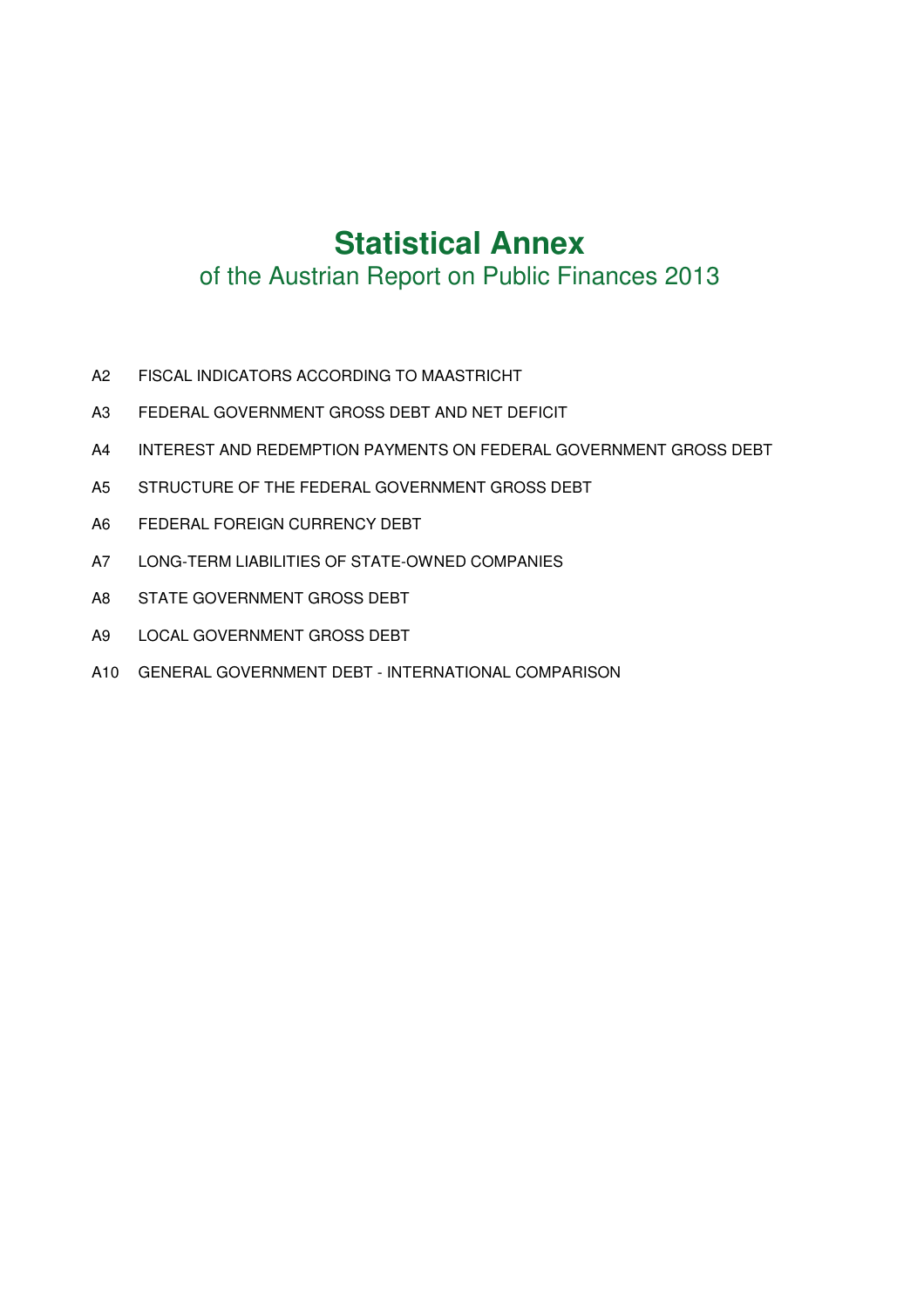# Statistical Annex

## of the Austrian Report on Public Finances 2013

- A2 FISCAL INDICATORS ACCORDING TO MAASTRICHT
- A3 FEDERAL GOVERNMENT GROSS DEBT AND NET DEFICIT
- A4 INTEREST AND REDEMPTION PAYMENTS ON FEDERAL GOVERNMENT GROSS DEBT
- A5 STRUCTURE OF THE FEDERAL GOVERNMENT GROSS DEBT
- A6 FEDERAL FOREIGN CURRENCY DEBT
- A7 LONG-TERM LIABILITIES OF STATE-OWNED COMPANIES
- A8 STATE GOVERNMENT GROSS DEBT
- A9 LOCAL GOVERNMENT GROSS DEBT
- A10 GENERAL GOVERNMENT DEBT - INTERNATIONAL COMPARISON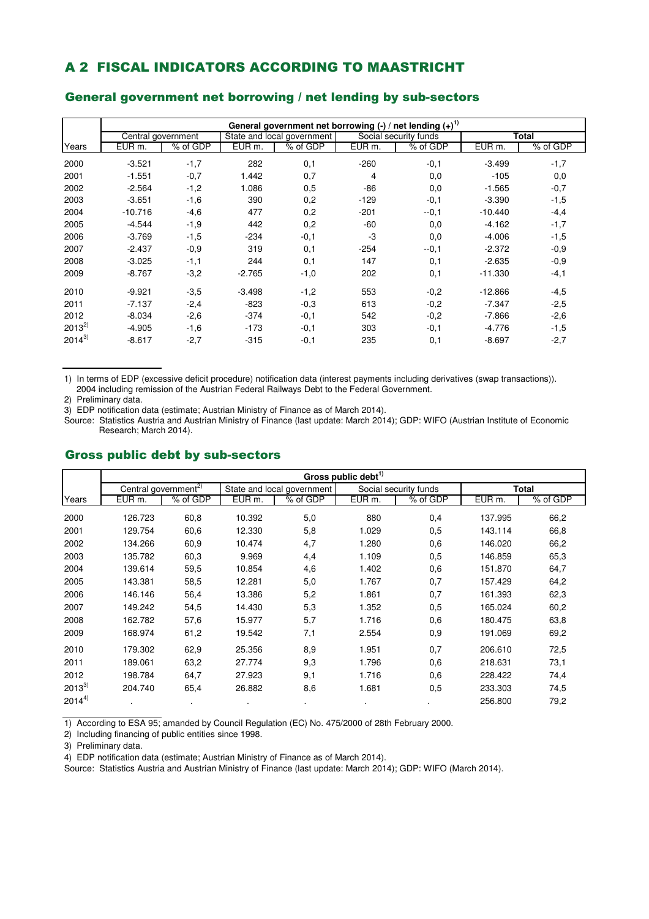## A 2 FISCAL INDICATORS ACCORDING TO MAASTRICHT

### General government net borrowing / net lending by sub-sectors

| | General government net borrowing (-) / net lending (+)[1] | | | | | | | |
|---|---|---|---|---|---|---|---|---|
| | Central government | | State and local government | | Social security funds | | **Total** | |
| Years | EUR m. | % of GDP | EUR m. | % of GDP | EUR m. | % of GDP | EUR m. | % of GDP |
| 2000 | -3.521 | -1,7 | 282 | 0,1 | -260 | -0,1 | -3.499 | -1,7 |
| 2001 | -1.551 | -0,7 | 1.442 | 0,7 | 4 | 0,0 | -105 | 0,0 |
| 2002 | -2.564 | -1,2 | 1.086 | 0,5 | -86 | 0,0 | -1.565 | -0,7 |
| 2003 | -3.651 | -1,6 | 390 | 0,2 | -129 | -0,1 | -3.390 | -1,5 |
| 2004 | -10.716 | -4,6 | 477 | 0,2 | -201 | --0,1 | -10.440 | -4,4 |
| 2005 | -4.544 | -1,9 | 442 | 0,2 | -60 | 0,0 | -4.162 | -1,7 |
| 2006 | -3.769 | -1,5 | -234 | -0,1 | -3 | 0,0 | -4.006 | -1,5 |
| 2007 | -2.437 | -0,9 | 319 | 0,1 | -254 | --0,1 | -2.372 | -0,9 |
| 2008 | -3.025 | -1,1 | 244 | 0,1 | 147 | 0,1 | -2.635 | -0,9 |
| 2009 | -8.767 | -3,2 | -2.765 | -1,0 | 202 | 0,1 | -11.330 | -4,1 |
| 2010 | -9.921 | -3,5 | -3.498 | -1,2 | 553 | -0,2 | -12.866 | -4,5 |
| 2011 | -7.137 | -2,4 | -823 | -0,3 | 613 | -0,2 | -7.347 | -2,5 |
| 2012 | -8.034 | -2,6 | -374 | -0,1 | 542 | -0,2 | -7.866 | -2,6 |
| 2013[2] | -4.905 | -1,6 | -173 | -0,1 | 303 | -0,1 | -4.776 | -1,5 |
| 2014[3] | -8.617 | -2,7 | -315 | -0,1 | 235 | 0,1 | -8.697 | -2,7 |

1) In terms of EDP (excessive deficit procedure) notification data (interest payments including derivatives (swap transactions)). 2004 including remission of the Austrian Federal Railways Debt to the Federal Government.

2) Preliminary data.

3) EDP notification data (estimate; Austrian Ministry of Finance as of March 2014).

Source: Statistics Austria and Austrian Ministry of Finance (last update: March 2014); GDP: WIFO (Austrian Institute of Economic Research; March 2014).

### Gross public debt by sub-sectors

| | Gross public debt[1] | | | | | | | |
|---|---|---|---|---|---|---|---|---|
| | Central government[2] | | State and local government | | Social security funds | | **Total** | |
| Years | EUR m. | % of GDP | EUR m. | % of GDP | EUR m. | % of GDP | EUR m. | % of GDP |
| 2000 | 126.723 | 60,8 | 10.392 | 5,0 | 880 | 0,4 | 137.995 | 66,2 |
| 2001 | 129.754 | 60,6 | 12.330 | 5,8 | 1.029 | 0,5 | 143.114 | 66,8 |
| 2002 | 134.266 | 60,9 | 10.474 | 4,7 | 1.280 | 0,6 | 146.020 | 66,2 |
| 2003 | 135.782 | 60,3 | 9.969 | 4,4 | 1.109 | 0,5 | 146.859 | 65,3 |
| 2004 | 139.614 | 59,5 | 10.854 | 4,6 | 1.402 | 0,6 | 151.870 | 64,7 |
| 2005 | 143.381 | 58,5 | 12.281 | 5,0 | 1.767 | 0,7 | 157.429 | 64,2 |
| 2006 | 146.146 | 56,4 | 13.386 | 5,2 | 1.861 | 0,7 | 161.393 | 62,3 |
| 2007 | 149.242 | 54,5 | 14.430 | 5,3 | 1.352 | 0,5 | 165.024 | 60,2 |
| 2008 | 162.782 | 57,6 | 15.977 | 5,7 | 1.716 | 0,6 | 180.475 | 63,8 |
| 2009 | 168.974 | 61,2 | 19.542 | 7,1 | 2.554 | 0,9 | 191.069 | 69,2 |
| 2010 | 179.302 | 62,9 | 25.356 | 8,9 | 1.951 | 0,7 | 206.610 | 72,5 |
| 2011 | 189.061 | 63,2 | 27.774 | 9,3 | 1.796 | 0,6 | 218.631 | 73,1 |
| 2012 | 198.784 | 64,7 | 27.923 | 9,1 | 1.716 | 0,6 | 228.422 | 74,4 |
| 2013[3] | 204.740 | 65,4 | 26.882 | 8,6 | 1.681 | 0,5 | 233.303 | 74,5 |
| 2014[4] | . | . | . | . | . | . | 256.800 | 79,2 |

1) According to ESA 95; amanded by Council Regulation (EC) No. 475/2000 of 28th February 2000.

2) Including financing of public entities since 1998.

3) Preliminary data.

4) EDP notification data (estimate; Austrian Ministry of Finance as of March 2014).

Source: Statistics Austria and Austrian Ministry of Finance (last update: March 2014); GDP: WIFO (March 2014).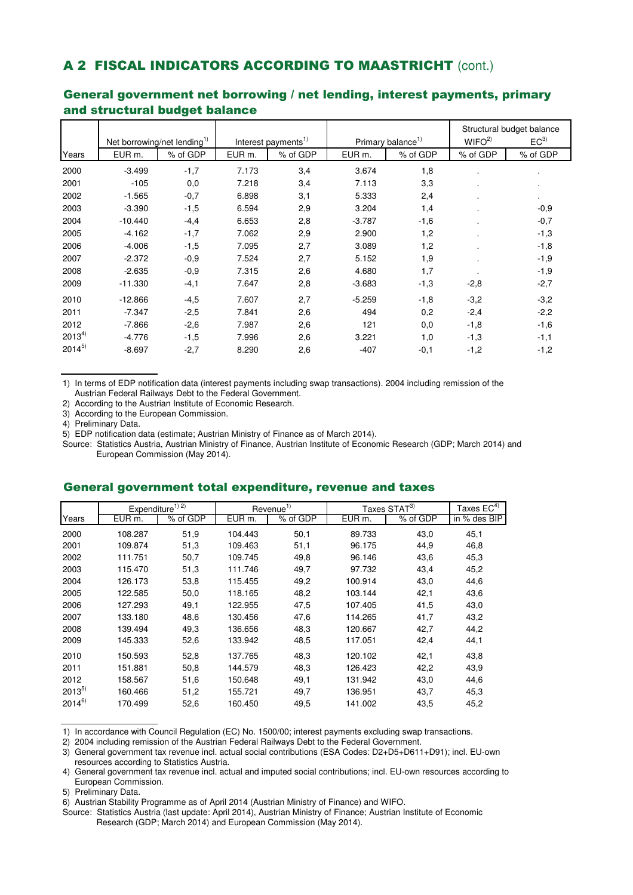## A 2 FISCAL INDICATORS ACCORDING TO MAASTRICHT (cont.)

### General government net borrowing / net lending, interest payments, primary and structural budget balance

| Years | Net borrowing/net lending[1] | | Interest payments[1] | | Primary balance[1] | | Structural budget balance | |
|---|---|---|---|---|---|---|---|---|
| | | | | | | | WIFO[2] | EC[3] |
| | EUR m. | % of GDP | EUR m. | % of GDP | EUR m. | % of GDP | % of GDP | % of GDP |
| 2000 | -3.499 | -1,7 | 7.173 | 3,4 | 3.674 | 1,8 | . | . |
| 2001 | -105 | 0,0 | 7.218 | 3,4 | 7.113 | 3,3 | . | . |
| 2002 | -1.565 | -0,7 | 6.898 | 3,1 | 5.333 | 2,4 | . | . |
| 2003 | -3.390 | -1,5 | 6.594 | 2,9 | 3.204 | 1,4 | . | -0,9 |
| 2004 | -10.440 | -4,4 | 6.653 | 2,8 | -3.787 | -1,6 | . | -0,7 |
| 2005 | -4.162 | -1,7 | 7.062 | 2,9 | 2.900 | 1,2 | . | -1,3 |
| 2006 | -4.006 | -1,5 | 7.095 | 2,7 | 3.089 | 1,2 | . | -1,8 |
| 2007 | -2.372 | -0,9 | 7.524 | 2,7 | 5.152 | 1,9 | . | -1,9 |
| 2008 | -2.635 | -0,9 | 7.315 | 2,6 | 4.680 | 1,7 | . | -1,9 |
| 2009 | -11.330 | -4,1 | 7.647 | 2,8 | -3.683 | -1,3 | -2,8 | -2,7 |
| 2010 | -12.866 | -4,5 | 7.607 | 2,7 | -5.259 | -1,8 | -3,2 | -3,2 |
| 2011 | -7.347 | -2,5 | 7.841 | 2,6 | 494 | 0,2 | -2,4 | -2,2 |
| 2012 | -7.866 | -2,6 | 7.987 | 2,6 | 121 | 0,0 | -1,8 | -1,6 |
| 2013[4] | -4.776 | -1,5 | 7.996 | 2,6 | 3.221 | 1,0 | -1,3 | -1,1 |
| 2014[5] | -8.697 | -2,7 | 8.290 | 2,6 | -407 | -0,1 | -1,2 | -1,2 |

1) In terms of EDP notification data (interest payments including swap transactions). 2004 including remission of the Austrian Federal Railways Debt to the Federal Government.
2) According to the Austrian Institute of Economic Research.
3) According to the European Commission.
4) Preliminary Data.
5) EDP notification data (estimate; Austrian Ministry of Finance as of March 2014).
Source: Statistics Austria, Austrian Ministry of Finance, Austrian Institute of Economic Research (GDP; March 2014) and European Commission (May 2014).

### General government total expenditure, revenue and taxes

| Years | Expenditure[1) 2)] | | Revenue[1] | | Taxes STAT[3] | | Taxes EC[4] |
|---|---|---|---|---|---|---|---|
| | EUR m. | % of GDP | EUR m. | % of GDP | EUR m. | % of GDP | in % des BIP |
| 2000 | 108.287 | 51,9 | 104.443 | 50,1 | 89.733 | 43,0 | 45,1 |
| 2001 | 109.874 | 51,3 | 109.463 | 51,1 | 96.175 | 44,9 | 46,8 |
| 2002 | 111.751 | 50,7 | 109.745 | 49,8 | 96.146 | 43,6 | 45,3 |
| 2003 | 115.470 | 51,3 | 111.746 | 49,7 | 97.732 | 43,4 | 45,2 |
| 2004 | 126.173 | 53,8 | 115.455 | 49,2 | 100.914 | 43,0 | 44,6 |
| 2005 | 122.585 | 50,0 | 118.165 | 48,2 | 103.144 | 42,1 | 43,6 |
| 2006 | 127.293 | 49,1 | 122.955 | 47,5 | 107.405 | 41,5 | 43,0 |
| 2007 | 133.180 | 48,6 | 130.456 | 47,6 | 114.265 | 41,7 | 43,2 |
| 2008 | 139.494 | 49,3 | 136.656 | 48,3 | 120.667 | 42,7 | 44,2 |
| 2009 | 145.333 | 52,6 | 133.942 | 48,5 | 117.051 | 42,4 | 44,1 |
| 2010 | 150.593 | 52,8 | 137.765 | 48,3 | 120.102 | 42,1 | 43,8 |
| 2011 | 151.881 | 50,8 | 144.579 | 48,3 | 126.423 | 42,2 | 43,9 |
| 2012 | 158.567 | 51,6 | 150.648 | 49,1 | 131.942 | 43,0 | 44,6 |
| 2013[5] | 160.466 | 51,2 | 155.721 | 49,7 | 136.951 | 43,7 | 45,3 |
| 2014[6] | 170.499 | 52,6 | 160.450 | 49,5 | 141.002 | 43,5 | 45,2 |

1) In accordance with Council Regulation (EC) No. 1500/00; interest payments excluding swap transactions.
2) 2004 including remission of the Austrian Federal Railways Debt to the Federal Government.
3) General government tax revenue incl. actual social contributions (ESA Codes: D2+D5+D611+D91); incl. EU-own resources according to Statistics Austria.
4) General government tax revenue incl. actual and imputed social contributions; incl. EU-own resources according to European Commission.
5) Preliminary Data.
6) Austrian Stability Programme as of April 2014 (Austrian Ministry of Finance) and WIFO.
Source: Statistics Austria (last update: April 2014), Austrian Ministry of Finance; Austrian Institute of Economic Research (GDP; March 2014) and European Commission (May 2014).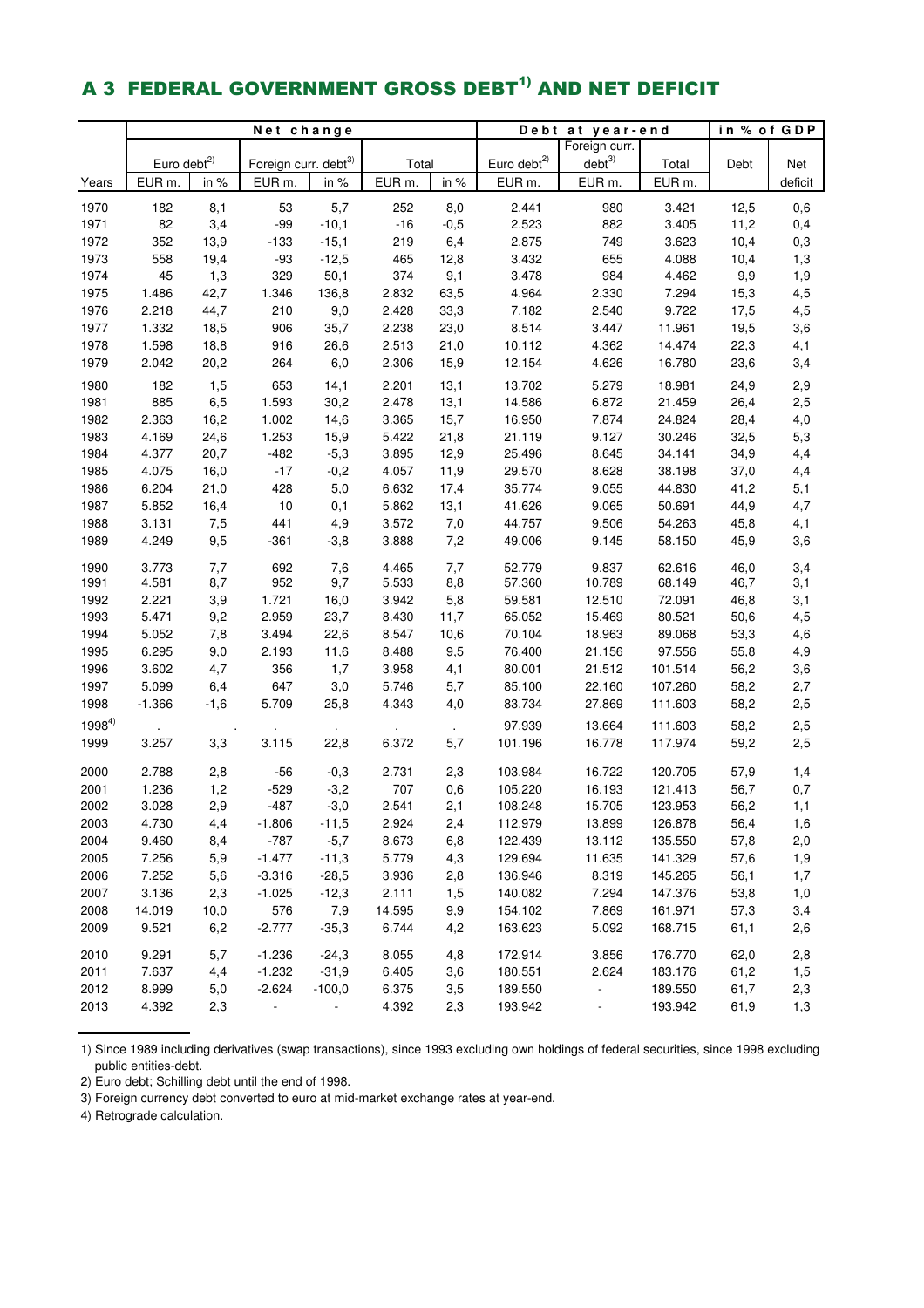## A 3 FEDERAL GOVERNMENT GROSS DEBT[1] AND NET DEFICIT

| | Net change | | | | | | Debt at year-end | | | in % of GDP | |
|---|---|---|---|---|---|---|---|---|---|---|---|
| | Euro debt[2] | | Foreign curr. debt[3] | | Total | | Euro debt[2] | Foreign curr. debt[3] | Total | Debt | Net |
| Years | EUR m. | in % | EUR m. | in % | EUR m. | in % | EUR m. | EUR m. | EUR m. | | deficit |
| 1970 | 182 | 8,1 | 53 | 5,7 | 252 | 8,0 | 2.441 | 980 | 3.421 | 12,5 | 0,6 |
| 1971 | 82 | 3,4 | -99 | -10,1 | -16 | -0,5 | 2.523 | 882 | 3.405 | 11,2 | 0,4 |
| 1972 | 352 | 13,9 | -133 | -15,1 | 219 | 6,4 | 2.875 | 749 | 3.623 | 10,4 | 0,3 |
| 1973 | 558 | 19,4 | -93 | -12,5 | 465 | 12,8 | 3.432 | 655 | 4.088 | 10,4 | 1,3 |
| 1974 | 45 | 1,3 | 329 | 50,1 | 374 | 9,1 | 3.478 | 984 | 4.462 | 9,9 | 1,9 |
| 1975 | 1.486 | 42,7 | 1.346 | 136,8 | 2.832 | 63,5 | 4.964 | 2.330 | 7.294 | 15,3 | 4,5 |
| 1976 | 2.218 | 44,7 | 210 | 9,0 | 2.428 | 33,3 | 7.182 | 2.540 | 9.722 | 17,5 | 4,5 |
| 1977 | 1.332 | 18,5 | 906 | 35,7 | 2.238 | 23,0 | 8.514 | 3.447 | 11.961 | 19,5 | 3,6 |
| 1978 | 1.598 | 18,8 | 916 | 26,6 | 2.513 | 21,0 | 10.112 | 4.362 | 14.474 | 22,3 | 4,1 |
| 1979 | 2.042 | 20,2 | 264 | 6,0 | 2.306 | 15,9 | 12.154 | 4.626 | 16.780 | 23,6 | 3,4 |
| 1980 | 182 | 1,5 | 653 | 14,1 | 2.201 | 13,1 | 13.702 | 5.279 | 18.981 | 24,9 | 2,9 |
| 1981 | 885 | 6,5 | 1.593 | 30,2 | 2.478 | 13,1 | 14.586 | 6.872 | 21.459 | 26,4 | 2,5 |
| 1982 | 2.363 | 16,2 | 1.002 | 14,6 | 3.365 | 15,7 | 16.950 | 7.874 | 24.824 | 28,4 | 4,0 |
| 1983 | 4.169 | 24,6 | 1.253 | 15,9 | 5.422 | 21,8 | 21.119 | 9.127 | 30.246 | 32,5 | 5,3 |
| 1984 | 4.377 | 20,7 | -482 | -5,3 | 3.895 | 12,9 | 25.496 | 8.645 | 34.141 | 34,9 | 4,4 |
| 1985 | 4.075 | 16,0 | -17 | -0,2 | 4.057 | 11,9 | 29.570 | 8.628 | 38.198 | 37,0 | 4,4 |
| 1986 | 6.204 | 21,0 | 428 | 5,0 | 6.632 | 17,4 | 35.774 | 9.055 | 44.830 | 41,2 | 5,1 |
| 1987 | 5.852 | 16,4 | 10 | 0,1 | 5.862 | 13,1 | 41.626 | 9.065 | 50.691 | 44,9 | 4,7 |
| 1988 | 3.131 | 7,5 | 441 | 4,9 | 3.572 | 7,0 | 44.757 | 9.506 | 54.263 | 45,8 | 4,1 |
| 1989 | 4.249 | 9,5 | -361 | -3,8 | 3.888 | 7,2 | 49.006 | 9.145 | 58.150 | 45,9 | 3,6 |
| 1990 | 3.773 | 7,7 | 692 | 7,6 | 4.465 | 7,7 | 52.779 | 9.837 | 62.616 | 46,0 | 3,4 |
| 1991 | 4.581 | 8,7 | 952 | 9,7 | 5.533 | 8,8 | 57.360 | 10.789 | 68.149 | 46,7 | 3,1 |
| 1992 | 2.221 | 3,9 | 1.721 | 16,0 | 3.942 | 5,8 | 59.581 | 12.510 | 72.091 | 46,8 | 3,1 |
| 1993 | 5.471 | 9,2 | 2.959 | 23,7 | 8.430 | 11,7 | 65.052 | 15.469 | 80.521 | 50,6 | 4,5 |
| 1994 | 5.052 | 7,8 | 3.494 | 22,6 | 8.547 | 10,6 | 70.104 | 18.963 | 89.068 | 53,3 | 4,6 |
| 1995 | 6.295 | 9,0 | 2.193 | 11,6 | 8.488 | 9,5 | 76.400 | 21.156 | 97.556 | 55,8 | 4,9 |
| 1996 | 3.602 | 4,7 | 356 | 1,7 | 3.958 | 4,1 | 80.001 | 21.512 | 101.514 | 56,2 | 3,6 |
| 1997 | 5.099 | 6,4 | 647 | 3,0 | 5.746 | 5,7 | 85.100 | 22.160 | 107.260 | 58,2 | 2,7 |
| 1998 | -1.366 | -1,6 | 5.709 | 25,8 | 4.343 | 4,0 | 83.734 | 27.869 | 111.603 | 58,2 | 2,5 |
| 1998[4] | . | . | . | . | . | . | 97.939 | 13.664 | 111.603 | 58,2 | 2,5 |
| 1999 | 3.257 | 3,3 | 3.115 | 22,8 | 6.372 | 5,7 | 101.196 | 16.778 | 117.974 | 59,2 | 2,5 |
| 2000 | 2.788 | 2,8 | -56 | -0,3 | 2.731 | 2,3 | 103.984 | 16.722 | 120.705 | 57,9 | 1,4 |
| 2001 | 1.236 | 1,2 | -529 | -3,2 | 707 | 0,6 | 105.220 | 16.193 | 121.413 | 56,7 | 0,7 |
| 2002 | 3.028 | 2,9 | -487 | -3,0 | 2.541 | 2,1 | 108.248 | 15.705 | 123.953 | 56,2 | 1,1 |
| 2003 | 4.730 | 4,4 | -1.806 | -11,5 | 2.924 | 2,4 | 112.979 | 13.899 | 126.878 | 56,4 | 1,6 |
| 2004 | 9.460 | 8,4 | -787 | -5,7 | 8.673 | 6,8 | 122.439 | 13.112 | 135.550 | 57,8 | 2,0 |
| 2005 | 7.256 | 5,9 | -1.477 | -11,3 | 5.779 | 4,3 | 129.694 | 11.635 | 141.329 | 57,6 | 1,9 |
| 2006 | 7.252 | 5,6 | -3.316 | -28,5 | 3.936 | 2,8 | 136.946 | 8.319 | 145.265 | 56,1 | 1,7 |
| 2007 | 3.136 | 2,3 | -1.025 | -12,3 | 2.111 | 1,5 | 140.082 | 7.294 | 147.376 | 53,8 | 1,0 |
| 2008 | 14.019 | 10,0 | 576 | 7,9 | 14.595 | 9,9 | 154.102 | 7.869 | 161.971 | 57,3 | 3,4 |
| 2009 | 9.521 | 6,2 | -2.777 | -35,3 | 6.744 | 4,2 | 163.623 | 5.092 | 168.715 | 61,1 | 2,6 |
| 2010 | 9.291 | 5,7 | -1.236 | -24,3 | 8.055 | 4,8 | 172.914 | 3.856 | 176.770 | 62,0 | 2,8 |
| 2011 | 7.637 | 4,4 | -1.232 | -31,9 | 6.405 | 3,6 | 180.551 | 2.624 | 183.176 | 61,2 | 1,5 |
| 2012 | 8.999 | 5,0 | -2.624 | -100,0 | 6.375 | 3,5 | 189.550 | - | 189.550 | 61,7 | 2,3 |
| 2013 | 4.392 | 2,3 | - | - | 4.392 | 2,3 | 193.942 | - | 193.942 | 61,9 | 1,3 |

1) Since 1989 including derivatives (swap transactions), since 1993 excluding own holdings of federal securities, since 1998 excluding public entities-debt.

2) Euro debt; Schilling debt until the end of 1998.

3) Foreign currency debt converted to euro at mid-market exchange rates at year-end.

4) Retrograde calculation.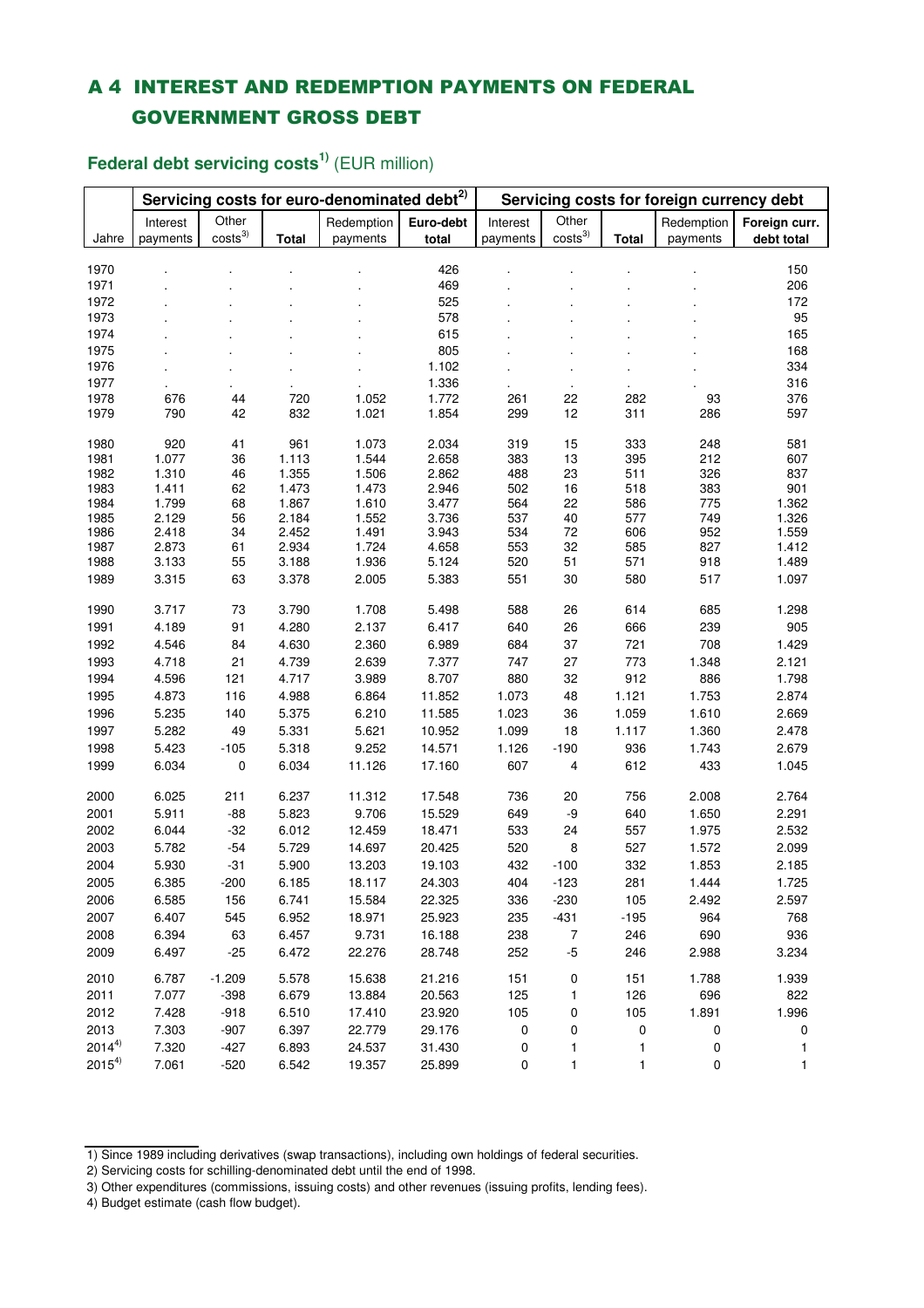# A 4 INTEREST AND REDEMPTION PAYMENTS ON FEDERAL GOVERNMENT GROSS DEBT

## Federal debt servicing costs[1] (EUR million)

| | Servicing costs for euro-denominated debt[2] | | | | | Servicing costs for foreign currency debt | | | | |
|---|---|---|---|---|---|---|---|---|---|---|
| Jahre | Interest payments | Other costs[3] | Total | Redemption payments | Euro-debt total | Interest payments | Other costs[3] | Total | Redemption payments | Foreign curr. debt total |
| 1970 | . | . | . | . | 426 | . | . | . | . | 150 |
| 1971 | . | . | . | . | 469 | . | . | . | . | 206 |
| 1972 | . | . | . | . | 525 | . | . | . | . | 172 |
| 1973 | . | . | . | . | 578 | . | . | . | . | 95 |
| 1974 | . | . | . | . | 615 | . | . | . | . | 165 |
| 1975 | . | . | . | . | 805 | . | . | . | . | 168 |
| 1976 | . | . | . | . | 1.102 | . | . | . | . | 334 |
| 1977 | . | . | . | . | 1.336 | . | . | . | . | 316 |
| 1978 | 676 | 44 | 720 | 1.052 | 1.772 | 261 | 22 | 282 | 93 | 376 |
| 1979 | 790 | 42 | 832 | 1.021 | 1.854 | 299 | 12 | 311 | 286 | 597 |
| 1980 | 920 | 41 | 961 | 1.073 | 2.034 | 319 | 15 | 333 | 248 | 581 |
| 1981 | 1.077 | 36 | 1.113 | 1.544 | 2.658 | 383 | 13 | 395 | 212 | 607 |
| 1982 | 1.310 | 46 | 1.355 | 1.506 | 2.862 | 488 | 23 | 511 | 326 | 837 |
| 1983 | 1.411 | 62 | 1.473 | 1.473 | 2.946 | 502 | 16 | 518 | 383 | 901 |
| 1984 | 1.799 | 68 | 1.867 | 1.610 | 3.477 | 564 | 22 | 586 | 775 | 1.362 |
| 1985 | 2.129 | 56 | 2.184 | 1.552 | 3.736 | 537 | 40 | 577 | 749 | 1.326 |
| 1986 | 2.418 | 34 | 2.452 | 1.491 | 3.943 | 534 | 72 | 606 | 952 | 1.559 |
| 1987 | 2.873 | 61 | 2.934 | 1.724 | 4.658 | 553 | 32 | 585 | 827 | 1.412 |
| 1988 | 3.133 | 55 | 3.188 | 1.936 | 5.124 | 520 | 51 | 571 | 918 | 1.489 |
| 1989 | 3.315 | 63 | 3.378 | 2.005 | 5.383 | 551 | 30 | 580 | 517 | 1.097 |
| 1990 | 3.717 | 73 | 3.790 | 1.708 | 5.498 | 588 | 26 | 614 | 685 | 1.298 |
| 1991 | 4.189 | 91 | 4.280 | 2.137 | 6.417 | 640 | 26 | 666 | 239 | 905 |
| 1992 | 4.546 | 84 | 4.630 | 2.360 | 6.989 | 684 | 37 | 721 | 708 | 1.429 |
| 1993 | 4.718 | 21 | 4.739 | 2.639 | 7.377 | 747 | 27 | 773 | 1.348 | 2.121 |
| 1994 | 4.596 | 121 | 4.717 | 3.989 | 8.707 | 880 | 32 | 912 | 886 | 1.798 |
| 1995 | 4.873 | 116 | 4.988 | 6.864 | 11.852 | 1.073 | 48 | 1.121 | 1.753 | 2.874 |
| 1996 | 5.235 | 140 | 5.375 | 6.210 | 11.585 | 1.023 | 36 | 1.059 | 1.610 | 2.669 |
| 1997 | 5.282 | 49 | 5.331 | 5.621 | 10.952 | 1.099 | 18 | 1.117 | 1.360 | 2.478 |
| 1998 | 5.423 | -105 | 5.318 | 9.252 | 14.571 | 1.126 | -190 | 936 | 1.743 | 2.679 |
| 1999 | 6.034 | 0 | 6.034 | 11.126 | 17.160 | 607 | 4 | 612 | 433 | 1.045 |
| 2000 | 6.025 | 211 | 6.237 | 11.312 | 17.548 | 736 | 20 | 756 | 2.008 | 2.764 |
| 2001 | 5.911 | -88 | 5.823 | 9.706 | 15.529 | 649 | -9 | 640 | 1.650 | 2.291 |
| 2002 | 6.044 | -32 | 6.012 | 12.459 | 18.471 | 533 | 24 | 557 | 1.975 | 2.532 |
| 2003 | 5.782 | -54 | 5.729 | 14.697 | 20.425 | 520 | 8 | 527 | 1.572 | 2.099 |
| 2004 | 5.930 | -31 | 5.900 | 13.203 | 19.103 | 432 | -100 | 332 | 1.853 | 2.185 |
| 2005 | 6.385 | -200 | 6.185 | 18.117 | 24.303 | 404 | -123 | 281 | 1.444 | 1.725 |
| 2006 | 6.585 | 156 | 6.741 | 15.584 | 22.325 | 336 | -230 | 105 | 2.492 | 2.597 |
| 2007 | 6.407 | 545 | 6.952 | 18.971 | 25.923 | 235 | -431 | -195 | 964 | 768 |
| 2008 | 6.394 | 63 | 6.457 | 9.731 | 16.188 | 238 | 7 | 246 | 690 | 936 |
| 2009 | 6.497 | -25 | 6.472 | 22.276 | 28.748 | 252 | -5 | 246 | 2.988 | 3.234 |
| 2010 | 6.787 | -1.209 | 5.578 | 15.638 | 21.216 | 151 | 0 | 151 | 1.788 | 1.939 |
| 2011 | 7.077 | -398 | 6.679 | 13.884 | 20.563 | 125 | 1 | 126 | 696 | 822 |
| 2012 | 7.428 | -918 | 6.510 | 17.410 | 23.920 | 105 | 0 | 105 | 1.891 | 1.996 |
| 2013 | 7.303 | -907 | 6.397 | 22.779 | 29.176 | 0 | 0 | 0 | 0 | 0 |
| 2014[4] | 7.320 | -427 | 6.893 | 24.537 | 31.430 | 0 | 1 | 1 | 0 | 1 |
| 2015[4] | 7.061 | -520 | 6.542 | 19.357 | 25.899 | 0 | 1 | 1 | 0 | 1 |

1) Since 1989 including derivatives (swap transactions), including own holdings of federal securities.

2) Servicing costs for schilling-denominated debt until the end of 1998.

3) Other expenditures (commissions, issuing costs) and other revenues (issuing profits, lending fees).

4) Budget estimate (cash flow budget).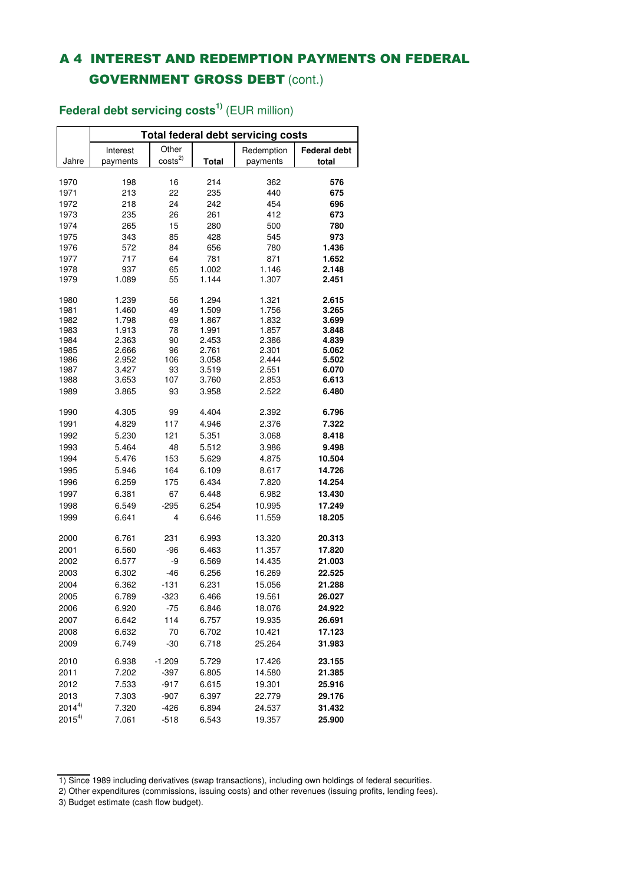# A 4 INTEREST AND REDEMPTION PAYMENTS ON FEDERAL GOVERNMENT GROSS DEBT (cont.)

## Federal debt servicing costs[1] (EUR million)

| | Total federal debt servicing costs | | | | |
|---|---|---|---|---|---|
| Jahre | Interest payments | Other costs[2] | **Total** | Redemption payments | **Federal debt total** |
| 1970 | 198 | 16 | 214 | 362 | **576** |
| 1971 | 213 | 22 | 235 | 440 | **675** |
| 1972 | 218 | 24 | 242 | 454 | **696** |
| 1973 | 235 | 26 | 261 | 412 | **673** |
| 1974 | 265 | 15 | 280 | 500 | **780** |
| 1975 | 343 | 85 | 428 | 545 | **973** |
| 1976 | 572 | 84 | 656 | 780 | **1.436** |
| 1977 | 717 | 64 | 781 | 871 | **1.652** |
| 1978 | 937 | 65 | 1.002 | 1.146 | **2.148** |
| 1979 | 1.089 | 55 | 1.144 | 1.307 | **2.451** |
| 1980 | 1.239 | 56 | 1.294 | 1.321 | **2.615** |
| 1981 | 1.460 | 49 | 1.509 | 1.756 | **3.265** |
| 1982 | 1.798 | 69 | 1.867 | 1.832 | **3.699** |
| 1983 | 1.913 | 78 | 1.991 | 1.857 | **3.848** |
| 1984 | 2.363 | 90 | 2.453 | 2.386 | **4.839** |
| 1985 | 2.666 | 96 | 2.761 | 2.301 | **5.062** |
| 1986 | 2.952 | 106 | 3.058 | 2.444 | **5.502** |
| 1987 | 3.427 | 93 | 3.519 | 2.551 | **6.070** |
| 1988 | 3.653 | 107 | 3.760 | 2.853 | **6.613** |
| 1989 | 3.865 | 93 | 3.958 | 2.522 | **6.480** |
| 1990 | 4.305 | 99 | 4.404 | 2.392 | **6.796** |
| 1991 | 4.829 | 117 | 4.946 | 2.376 | **7.322** |
| 1992 | 5.230 | 121 | 5.351 | 3.068 | **8.418** |
| 1993 | 5.464 | 48 | 5.512 | 3.986 | **9.498** |
| 1994 | 5.476 | 153 | 5.629 | 4.875 | **10.504** |
| 1995 | 5.946 | 164 | 6.109 | 8.617 | **14.726** |
| 1996 | 6.259 | 175 | 6.434 | 7.820 | **14.254** |
| 1997 | 6.381 | 67 | 6.448 | 6.982 | **13.430** |
| 1998 | 6.549 | -295 | 6.254 | 10.995 | **17.249** |
| 1999 | 6.641 | 4 | 6.646 | 11.559 | **18.205** |
| 2000 | 6.761 | 231 | 6.993 | 13.320 | **20.313** |
| 2001 | 6.560 | -96 | 6.463 | 11.357 | **17.820** |
| 2002 | 6.577 | -9 | 6.569 | 14.435 | **21.003** |
| 2003 | 6.302 | -46 | 6.256 | 16.269 | **22.525** |
| 2004 | 6.362 | -131 | 6.231 | 15.056 | **21.288** |
| 2005 | 6.789 | -323 | 6.466 | 19.561 | **26.027** |
| 2006 | 6.920 | -75 | 6.846 | 18.076 | **24.922** |
| 2007 | 6.642 | 114 | 6.757 | 19.935 | **26.691** |
| 2008 | 6.632 | 70 | 6.702 | 10.421 | **17.123** |
| 2009 | 6.749 | -30 | 6.718 | 25.264 | **31.983** |
| 2010 | 6.938 | -1.209 | 5.729 | 17.426 | **23.155** |
| 2011 | 7.202 | -397 | 6.805 | 14.580 | **21.385** |
| 2012 | 7.533 | -917 | 6.615 | 19.301 | **25.916** |
| 2013 | 7.303 | -907 | 6.397 | 22.779 | **29.176** |
| 2014[4] | 7.320 | -426 | 6.894 | 24.537 | **31.432** |
| 2015[4] | 7.061 | -518 | 6.543 | 19.357 | **25.900** |

1) Since 1989 including derivatives (swap transactions), including own holdings of federal securities.
2) Other expenditures (commissions, issuing costs) and other revenues (issuing profits, lending fees).
3) Budget estimate (cash flow budget).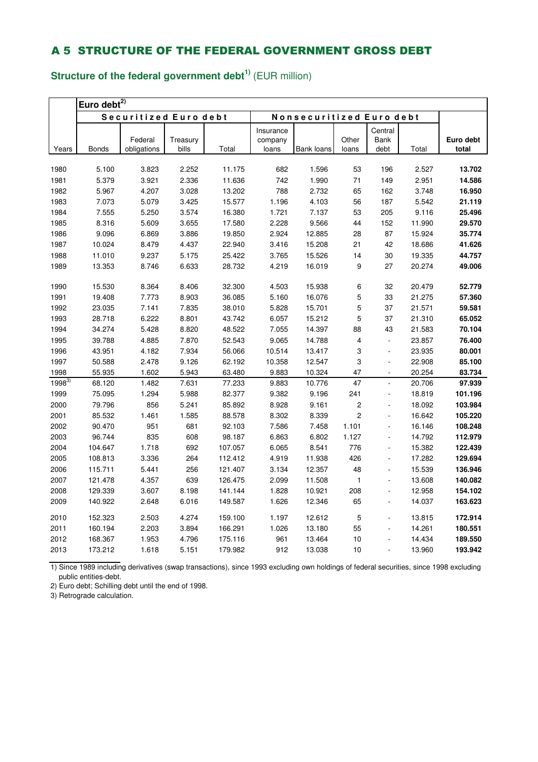## A 5 STRUCTURE OF THE FEDERAL GOVERNMENT GROSS DEBT

### Structure of the federal government debt[1)] (EUR million)

| | Euro debt[2)] | | | | | | | | | |
|---|---|---|---|---|---|---|---|---|---|---|
| | Securitized Euro debt | | | | Nonsecuritized Euro debt | | | | | |
| Years | Bonds | Federal obligations | Treasury bills | Total | Insurance company loans | Bank loans | Other loans | Central Bank debt | Total | **Euro debt total** |
| 1980 | 5.100 | 3.823 | 2.252 | 11.175 | 682 | 1.596 | 53 | 196 | 2.527 | **13.702** |
| 1981 | 5.379 | 3.921 | 2.336 | 11.636 | 742 | 1.990 | 71 | 149 | 2.951 | **14.586** |
| 1982 | 5.967 | 4.207 | 3.028 | 13.202 | 788 | 2.732 | 65 | 162 | 3.748 | **16.950** |
| 1983 | 7.073 | 5.079 | 3.425 | 15.577 | 1.196 | 4.103 | 56 | 187 | 5.542 | **21.119** |
| 1984 | 7.555 | 5.250 | 3.574 | 16.380 | 1.721 | 7.137 | 53 | 205 | 9.116 | **25.496** |
| 1985 | 8.316 | 5.609 | 3.655 | 17.580 | 2.228 | 9.566 | 44 | 152 | 11.990 | **29.570** |
| 1986 | 9.096 | 6.869 | 3.886 | 19.850 | 2.924 | 12.885 | 28 | 87 | 15.924 | **35.774** |
| 1987 | 10.024 | 8.479 | 4.437 | 22.940 | 3.416 | 15.208 | 21 | 42 | 18.686 | **41.626** |
| 1988 | 11.010 | 9.237 | 5.175 | 25.422 | 3.765 | 15.526 | 14 | 30 | 19.335 | **44.757** |
| 1989 | 13.353 | 8.746 | 6.633 | 28.732 | 4.219 | 16.019 | 9 | 27 | 20.274 | **49.006** |
| 1990 | 15.530 | 8.364 | 8.406 | 32.300 | 4.503 | 15.938 | 6 | 32 | 20.479 | **52.779** |
| 1991 | 19.408 | 7.773 | 8.903 | 36.085 | 5.160 | 16.076 | 5 | 33 | 21.275 | **57.360** |
| 1992 | 23.035 | 7.141 | 7.835 | 38.010 | 5.828 | 15.701 | 5 | 37 | 21.571 | **59.581** |
| 1993 | 28.718 | 6.222 | 8.801 | 43.742 | 6.057 | 15.212 | 5 | 37 | 21.310 | **65.052** |
| 1994 | 34.274 | 5.428 | 8.820 | 48.522 | 7.055 | 14.397 | 88 | 43 | 21.583 | **70.104** |
| 1995 | 39.788 | 4.885 | 7.870 | 52.543 | 9.065 | 14.788 | 4 | - | 23.857 | **76.400** |
| 1996 | 43.951 | 4.182 | 7.934 | 56.066 | 10.514 | 13.417 | 3 | - | 23.935 | **80.001** |
| 1997 | 50.588 | 2.478 | 9.126 | 62.192 | 10.358 | 12.547 | 3 | - | 22.908 | **85.100** |
| 1998 | 55.935 | 1.602 | 5.943 | 63.480 | 9.883 | 10.324 | 47 | - | 20.254 | **83.734** |
| 1998[3)] | 68.120 | 1.482 | 7.631 | 77.233 | 9.883 | 10.776 | 47 | - | 20.706 | **97.939** |
| 1999 | 75.095 | 1.294 | 5.988 | 82.377 | 9.382 | 9.196 | 241 | - | 18.819 | **101.196** |
| 2000 | 79.796 | 856 | 5.241 | 85.892 | 8.928 | 9.161 | 2 | - | 18.092 | **103.984** |
| 2001 | 85.532 | 1.461 | 1.585 | 88.578 | 8.302 | 8.339 | 2 | - | 16.642 | **105.220** |
| 2002 | 90.470 | 951 | 681 | 92.103 | 7.586 | 7.458 | 1.101 | - | 16.146 | **108.248** |
| 2003 | 96.744 | 835 | 608 | 98.187 | 6.863 | 6.802 | 1.127 | - | 14.792 | **112.979** |
| 2004 | 104.647 | 1.718 | 692 | 107.057 | 6.065 | 8.541 | 776 | - | 15.382 | **122.439** |
| 2005 | 108.813 | 3.336 | 264 | 112.412 | 4.919 | 11.938 | 426 | - | 17.282 | **129.694** |
| 2006 | 115.711 | 5.441 | 256 | 121.407 | 3.134 | 12.357 | 48 | - | 15.539 | **136.946** |
| 2007 | 121.478 | 4.357 | 639 | 126.475 | 2.099 | 11.508 | 1 | - | 13.608 | **140.082** |
| 2008 | 129.339 | 3.607 | 8.198 | 141.144 | 1.828 | 10.921 | 208 | - | 12.958 | **154.102** |
| 2009 | 140.922 | 2.648 | 6.016 | 149.587 | 1.626 | 12.346 | 65 | - | 14.037 | **163.623** |
| 2010 | 152.323 | 2.503 | 4.274 | 159.100 | 1.197 | 12.612 | 5 | - | 13.815 | **172.914** |
| 2011 | 160.194 | 2.203 | 3.894 | 166.291 | 1.026 | 13.180 | 55 | - | 14.261 | **180.551** |
| 2012 | 168.367 | 1.953 | 4.796 | 175.116 | 961 | 13.464 | 10 | - | 14.434 | **189.550** |
| 2013 | 173.212 | 1.618 | 5.151 | 179.982 | 912 | 13.038 | 10 | - | 13.960 | **193.942** |

1) Since 1989 including derivatives (swap transactions), since 1993 excluding own holdings of federal securities, since 1998 excluding public entities-debt.

2) Euro debt; Schilling debt until the end of 1998.

3) Retrograde calculation.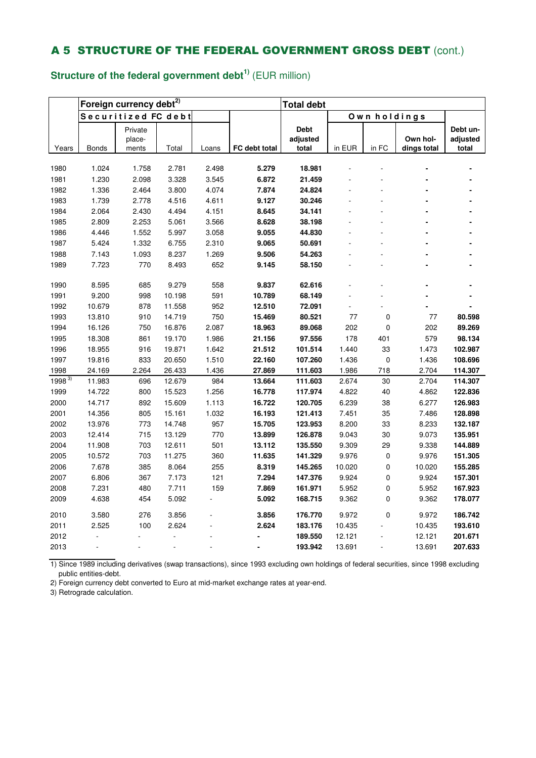## A 5 STRUCTURE OF THE FEDERAL GOVERNMENT GROSS DEBT (cont.)

### Structure of the federal government debt[1)] (EUR million)

| | Foreign currency debt[2)] | | | | | Total debt | | | | |
|---|---|---|---|---|---|---|---|---|---|---|
| | Securitized FC debt | | | | | | Own holdings | | | |
| Years | Bonds | Private place-ments | Total | Loans | FC debt total | Debt adjusted total | in EUR | in FC | Own hol-dings total | Debt un-adjusted total |
| 1980 | 1.024 | 1.758 | 2.781 | 2.498 | **5.279** | **18.981** | - | - | **-** | **-** |
| 1981 | 1.230 | 2.098 | 3.328 | 3.545 | **6.872** | **21.459** | - | - | **-** | **-** |
| 1982 | 1.336 | 2.464 | 3.800 | 4.074 | **7.874** | **24.824** | - | - | **-** | **-** |
| 1983 | 1.739 | 2.778 | 4.516 | 4.611 | **9.127** | **30.246** | - | - | **-** | **-** |
| 1984 | 2.064 | 2.430 | 4.494 | 4.151 | **8.645** | **34.141** | - | - | **-** | **-** |
| 1985 | 2.809 | 2.253 | 5.061 | 3.566 | **8.628** | **38.198** | - | - | **-** | **-** |
| 1986 | 4.446 | 1.552 | 5.997 | 3.058 | **9.055** | **44.830** | - | - | **-** | **-** |
| 1987 | 5.424 | 1.332 | 6.755 | 2.310 | **9.065** | **50.691** | - | - | **-** | **-** |
| 1988 | 7.143 | 1.093 | 8.237 | 1.269 | **9.506** | **54.263** | - | - | **-** | **-** |
| 1989 | 7.723 | 770 | 8.493 | 652 | **9.145** | **58.150** | - | - | **-** | **-** |
| 1990 | 8.595 | 685 | 9.279 | 558 | **9.837** | **62.616** | - | - | **-** | **-** |
| 1991 | 9.200 | 998 | 10.198 | 591 | **10.789** | **68.149** | - | - | **-** | **-** |
| 1992 | 10.679 | 878 | 11.558 | 952 | **12.510** | **72.091** | - | - | **-** | **-** |
| 1993 | 13.810 | 910 | 14.719 | 750 | **15.469** | **80.521** | 77 | 0 | 77 | **80.598** |
| 1994 | 16.126 | 750 | 16.876 | 2.087 | **18.963** | **89.068** | 202 | 0 | 202 | **89.269** |
| 1995 | 18.308 | 861 | 19.170 | 1.986 | **21.156** | **97.556** | 178 | 401 | 579 | **98.134** |
| 1996 | 18.955 | 916 | 19.871 | 1.642 | **21.512** | **101.514** | 1.440 | 33 | 1.473 | **102.987** |
| 1997 | 19.816 | 833 | 20.650 | 1.510 | **22.160** | **107.260** | 1.436 | 0 | 1.436 | **108.696** |
| 1998 | 24.169 | 2.264 | 26.433 | 1.436 | **27.869** | **111.603** | 1.986 | 718 | 2.704 | **114.307** |
| 1998[3)] | 11.983 | 696 | 12.679 | 984 | **13.664** | **111.603** | 2.674 | 30 | 2.704 | **114.307** |
| 1999 | 14.722 | 800 | 15.523 | 1.256 | **16.778** | **117.974** | 4.822 | 40 | 4.862 | **122.836** |
| 2000 | 14.717 | 892 | 15.609 | 1.113 | **16.722** | **120.705** | 6.239 | 38 | 6.277 | **126.983** |
| 2001 | 14.356 | 805 | 15.161 | 1.032 | **16.193** | **121.413** | 7.451 | 35 | 7.486 | **128.898** |
| 2002 | 13.976 | 773 | 14.748 | 957 | **15.705** | **123.953** | 8.200 | 33 | 8.233 | **132.187** |
| 2003 | 12.414 | 715 | 13.129 | 770 | **13.899** | **126.878** | 9.043 | 30 | 9.073 | **135.951** |
| 2004 | 11.908 | 703 | 12.611 | 501 | **13.112** | **135.550** | 9.309 | 29 | 9.338 | **144.889** |
| 2005 | 10.572 | 703 | 11.275 | 360 | **11.635** | **141.329** | 9.976 | 0 | 9.976 | **151.305** |
| 2006 | 7.678 | 385 | 8.064 | 255 | **8.319** | **145.265** | 10.020 | 0 | 10.020 | **155.285** |
| 2007 | 6.806 | 367 | 7.173 | 121 | **7.294** | **147.376** | 9.924 | 0 | 9.924 | **157.301** |
| 2008 | 7.231 | 480 | 7.711 | 159 | **7.869** | **161.971** | 5.952 | 0 | 5.952 | **167.923** |
| 2009 | 4.638 | 454 | 5.092 | - | **5.092** | **168.715** | 9.362 | 0 | 9.362 | **178.077** |
| 2010 | 3.580 | 276 | 3.856 | - | **3.856** | **176.770** | 9.972 | 0 | 9.972 | **186.742** |
| 2011 | 2.525 | 100 | 2.624 | - | **2.624** | **183.176** | 10.435 | - | 10.435 | **193.610** |
| 2012 | - | - | - | - | **-** | **189.550** | 12.121 | - | 12.121 | **201.671** |
| 2013 | - | - | - | - | **-** | **193.942** | 13.691 | - | 13.691 | **207.633** |

1) Since 1989 including derivatives (swap transactions), since 1993 excluding own holdings of federal securities, since 1998 excluding public entities-debt.

2) Foreign currency debt converted to Euro at mid-market exchange rates at year-end.

3) Retrograde calculation.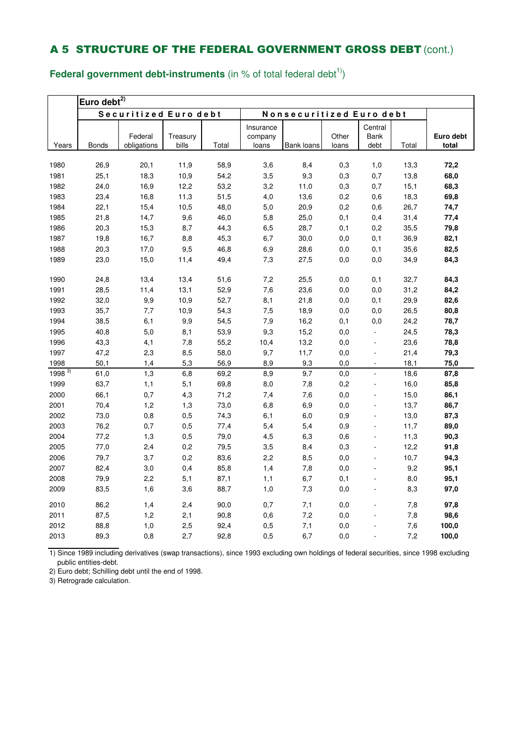## A 5 STRUCTURE OF THE FEDERAL GOVERNMENT GROSS DEBT (cont.)

**Federal government debt-instruments** (in % of total federal debt[1])

| | Euro debt[2] | | | | | | | | | |
|---|---|---|---|---|---|---|---|---|---|---|
| | Securitized Euro debt | | | | Nonsecuritized Euro debt | | | | | |
| Years | Bonds | Federal obligations | Treasury bills | Total | Insurance company loans | Bank loans | Other loans | Central Bank debt | Total | **Euro debt total** |
| 1980 | 26,9 | 20,1 | 11,9 | 58,9 | 3,6 | 8,4 | 0,3 | 1,0 | 13,3 | **72,2** |
| 1981 | 25,1 | 18,3 | 10,9 | 54,2 | 3,5 | 9,3 | 0,3 | 0,7 | 13,8 | **68,0** |
| 1982 | 24,0 | 16,9 | 12,2 | 53,2 | 3,2 | 11,0 | 0,3 | 0,7 | 15,1 | **68,3** |
| 1983 | 23,4 | 16,8 | 11,3 | 51,5 | 4,0 | 13,6 | 0,2 | 0,6 | 18,3 | **69,8** |
| 1984 | 22,1 | 15,4 | 10,5 | 48,0 | 5,0 | 20,9 | 0,2 | 0,6 | 26,7 | **74,7** |
| 1985 | 21,8 | 14,7 | 9,6 | 46,0 | 5,8 | 25,0 | 0,1 | 0,4 | 31,4 | **77,4** |
| 1986 | 20,3 | 15,3 | 8,7 | 44,3 | 6,5 | 28,7 | 0,1 | 0,2 | 35,5 | **79,8** |
| 1987 | 19,8 | 16,7 | 8,8 | 45,3 | 6,7 | 30,0 | 0,0 | 0,1 | 36,9 | **82,1** |
| 1988 | 20,3 | 17,0 | 9,5 | 46,8 | 6,9 | 28,6 | 0,0 | 0,1 | 35,6 | **82,5** |
| 1989 | 23,0 | 15,0 | 11,4 | 49,4 | 7,3 | 27,5 | 0,0 | 0,0 | 34,9 | **84,3** |
| 1990 | 24,8 | 13,4 | 13,4 | 51,6 | 7,2 | 25,5 | 0,0 | 0,1 | 32,7 | **84,3** |
| 1991 | 28,5 | 11,4 | 13,1 | 52,9 | 7,6 | 23,6 | 0,0 | 0,0 | 31,2 | **84,2** |
| 1992 | 32,0 | 9,9 | 10,9 | 52,7 | 8,1 | 21,8 | 0,0 | 0,1 | 29,9 | **82,6** |
| 1993 | 35,7 | 7,7 | 10,9 | 54,3 | 7,5 | 18,9 | 0,0 | 0,0 | 26,5 | **80,8** |
| 1994 | 38,5 | 6,1 | 9,9 | 54,5 | 7,9 | 16,2 | 0,1 | 0,0 | 24,2 | **78,7** |
| 1995 | 40,8 | 5,0 | 8,1 | 53,9 | 9,3 | 15,2 | 0,0 | - | 24,5 | **78,3** |
| 1996 | 43,3 | 4,1 | 7,8 | 55,2 | 10,4 | 13,2 | 0,0 | - | 23,6 | **78,8** |
| 1997 | 47,2 | 2,3 | 8,5 | 58,0 | 9,7 | 11,7 | 0,0 | - | 21,4 | **79,3** |
| 1998 | 50,1 | 1,4 | 5,3 | 56,9 | 8,9 | 9,3 | 0,0 | - | 18,1 | **75,0** |
| 1998[3] | 61,0 | 1,3 | 6,8 | 69,2 | 8,9 | 9,7 | 0,0 | - | 18,6 | **87,8** |
| 1999 | 63,7 | 1,1 | 5,1 | 69,8 | 8,0 | 7,8 | 0,2 | - | 16,0 | **85,8** |
| 2000 | 66,1 | 0,7 | 4,3 | 71,2 | 7,4 | 7,6 | 0,0 | - | 15,0 | **86,1** |
| 2001 | 70,4 | 1,2 | 1,3 | 73,0 | 6,8 | 6,9 | 0,0 | - | 13,7 | **86,7** |
| 2002 | 73,0 | 0,8 | 0,5 | 74,3 | 6,1 | 6,0 | 0,9 | - | 13,0 | **87,3** |
| 2003 | 76,2 | 0,7 | 0,5 | 77,4 | 5,4 | 5,4 | 0,9 | - | 11,7 | **89,0** |
| 2004 | 77,2 | 1,3 | 0,5 | 79,0 | 4,5 | 6,3 | 0,6 | - | 11,3 | **90,3** |
| 2005 | 77,0 | 2,4 | 0,2 | 79,5 | 3,5 | 8,4 | 0,3 | - | 12,2 | **91,8** |
| 2006 | 79,7 | 3,7 | 0,2 | 83,6 | 2,2 | 8,5 | 0,0 | - | 10,7 | **94,3** |
| 2007 | 82,4 | 3,0 | 0,4 | 85,8 | 1,4 | 7,8 | 0,0 | - | 9,2 | **95,1** |
| 2008 | 79,9 | 2,2 | 5,1 | 87,1 | 1,1 | 6,7 | 0,1 | - | 8,0 | **95,1** |
| 2009 | 83,5 | 1,6 | 3,6 | 88,7 | 1,0 | 7,3 | 0,0 | - | 8,3 | **97,0** |
| 2010 | 86,2 | 1,4 | 2,4 | 90,0 | 0,7 | 7,1 | 0,0 | - | 7,8 | **97,8** |
| 2011 | 87,5 | 1,2 | 2,1 | 90,8 | 0,6 | 7,2 | 0,0 | - | 7,8 | **98,6** |
| 2012 | 88,8 | 1,0 | 2,5 | 92,4 | 0,5 | 7,1 | 0,0 | - | 7,6 | **100,0** |
| 2013 | 89,3 | 0,8 | 2,7 | 92,8 | 0,5 | 6,7 | 0,0 | - | 7,2 | **100,0** |

1) Since 1989 including derivatives (swap transactions), since 1993 excluding own holdings of federal securities, since 1998 excluding public entities-debt.

2) Euro debt; Schilling debt until the end of 1998.

3) Retrograde calculation.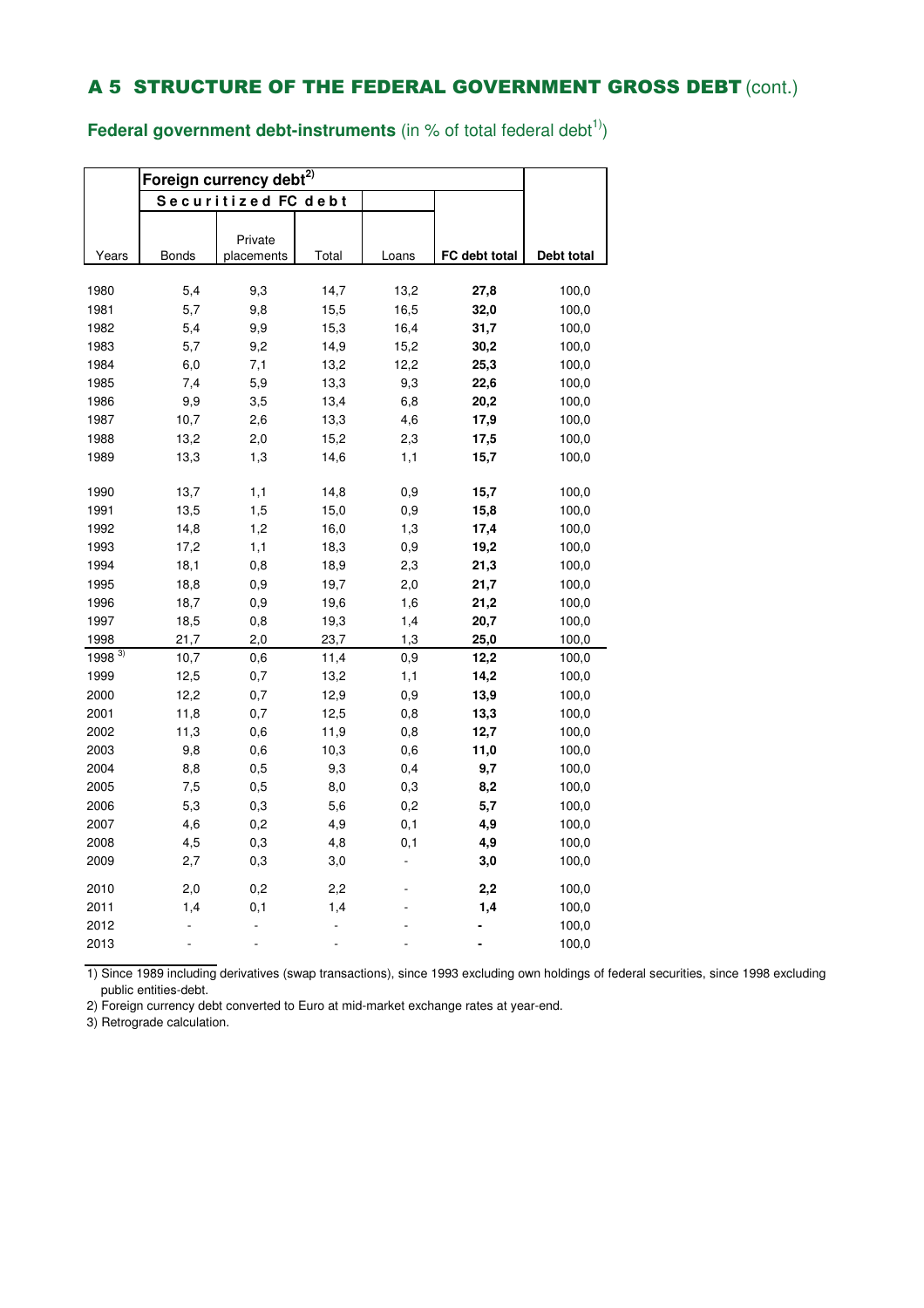## A 5 STRUCTURE OF THE FEDERAL GOVERNMENT GROSS DEBT (cont.)

### Federal government debt-instruments (in % of total federal debt[1)])

| | Foreign currency debt[2)] | | | | | |
|---|---|---|---|---|---|---|
| | Securitized FC debt | | | | | |
| Years | Bonds | Private placements | Total | Loans | **FC debt total** | **Debt total** |
| 1980 | 5,4 | 9,3 | 14,7 | 13,2 | **27,8** | 100,0 |
| 1981 | 5,7 | 9,8 | 15,5 | 16,5 | **32,0** | 100,0 |
| 1982 | 5,4 | 9,9 | 15,3 | 16,4 | **31,7** | 100,0 |
| 1983 | 5,7 | 9,2 | 14,9 | 15,2 | **30,2** | 100,0 |
| 1984 | 6,0 | 7,1 | 13,2 | 12,2 | **25,3** | 100,0 |
| 1985 | 7,4 | 5,9 | 13,3 | 9,3 | **22,6** | 100,0 |
| 1986 | 9,9 | 3,5 | 13,4 | 6,8 | **20,2** | 100,0 |
| 1987 | 10,7 | 2,6 | 13,3 | 4,6 | **17,9** | 100,0 |
| 1988 | 13,2 | 2,0 | 15,2 | 2,3 | **17,5** | 100,0 |
| 1989 | 13,3 | 1,3 | 14,6 | 1,1 | **15,7** | 100,0 |
| 1990 | 13,7 | 1,1 | 14,8 | 0,9 | **15,7** | 100,0 |
| 1991 | 13,5 | 1,5 | 15,0 | 0,9 | **15,8** | 100,0 |
| 1992 | 14,8 | 1,2 | 16,0 | 1,3 | **17,4** | 100,0 |
| 1993 | 17,2 | 1,1 | 18,3 | 0,9 | **19,2** | 100,0 |
| 1994 | 18,1 | 0,8 | 18,9 | 2,3 | **21,3** | 100,0 |
| 1995 | 18,8 | 0,9 | 19,7 | 2,0 | **21,7** | 100,0 |
| 1996 | 18,7 | 0,9 | 19,6 | 1,6 | **21,2** | 100,0 |
| 1997 | 18,5 | 0,8 | 19,3 | 1,4 | **20,7** | 100,0 |
| 1998 | 21,7 | 2,0 | 23,7 | 1,3 | **25,0** | 100,0 |
| 1998 [3)] | 10,7 | 0,6 | 11,4 | 0,9 | **12,2** | 100,0 |
| 1999 | 12,5 | 0,7 | 13,2 | 1,1 | **14,2** | 100,0 |
| 2000 | 12,2 | 0,7 | 12,9 | 0,9 | **13,9** | 100,0 |
| 2001 | 11,8 | 0,7 | 12,5 | 0,8 | **13,3** | 100,0 |
| 2002 | 11,3 | 0,6 | 11,9 | 0,8 | **12,7** | 100,0 |
| 2003 | 9,8 | 0,6 | 10,3 | 0,6 | **11,0** | 100,0 |
| 2004 | 8,8 | 0,5 | 9,3 | 0,4 | **9,7** | 100,0 |
| 2005 | 7,5 | 0,5 | 8,0 | 0,3 | **8,2** | 100,0 |
| 2006 | 5,3 | 0,3 | 5,6 | 0,2 | **5,7** | 100,0 |
| 2007 | 4,6 | 0,2 | 4,9 | 0,1 | **4,9** | 100,0 |
| 2008 | 4,5 | 0,3 | 4,8 | 0,1 | **4,9** | 100,0 |
| 2009 | 2,7 | 0,3 | 3,0 | - | **3,0** | 100,0 |
| 2010 | 2,0 | 0,2 | 2,2 | - | **2,2** | 100,0 |
| 2011 | 1,4 | 0,1 | 1,4 | - | **1,4** | 100,0 |
| 2012 | - | - | - | - | **-** | 100,0 |
| 2013 | - | - | - | - | **-** | 100,0 |

1) Since 1989 including derivatives (swap transactions), since 1993 excluding own holdings of federal securities, since 1998 excluding public entities-debt.

2) Foreign currency debt converted to Euro at mid-market exchange rates at year-end.

3) Retrograde calculation.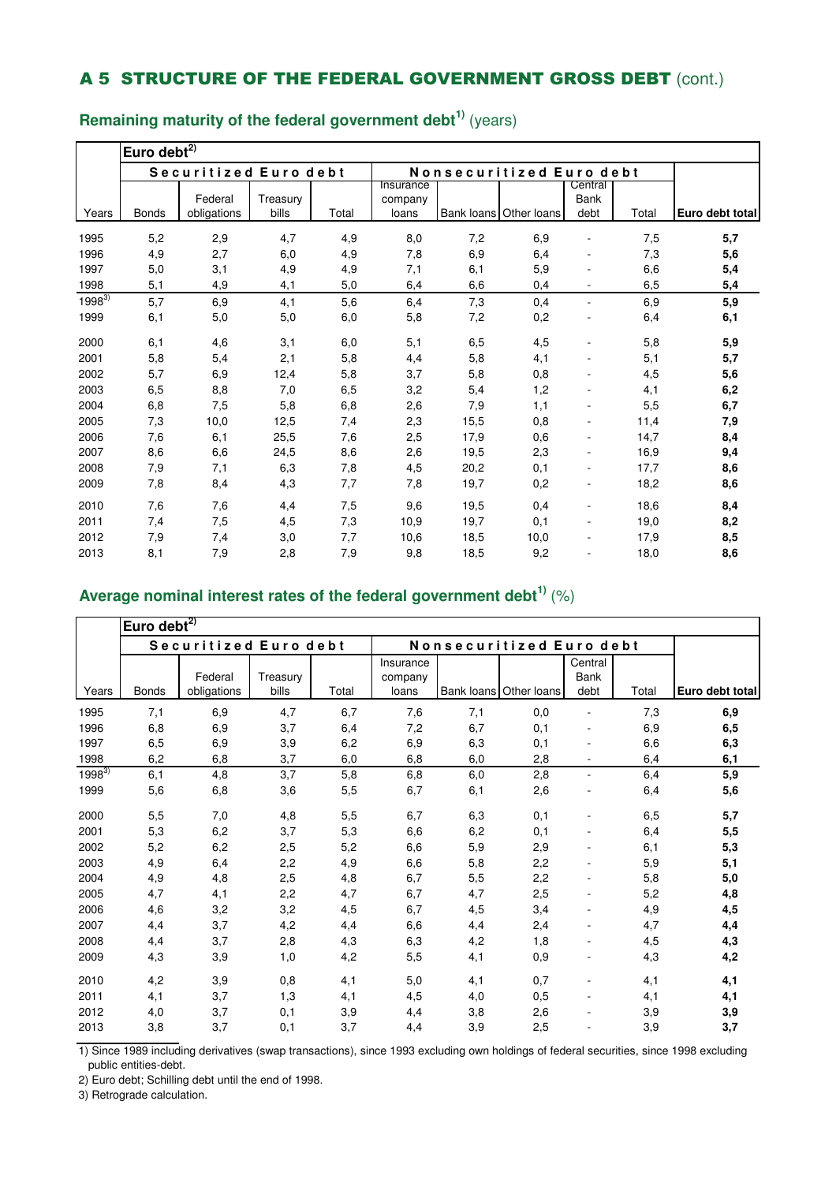## A 5 STRUCTURE OF THE FEDERAL GOVERNMENT GROSS DEBT (cont.)

### Remaining maturity of the federal government debt[1] (years)

| | Euro debt[2] | | | | | | | | | |
|---|---|---|---|---|---|---|---|---|---|---|
| | Securitized Euro debt | | | | Nonsecuritized Euro debt | | | | | |
| Years | Bonds | Federal obligations | Treasury bills | Total | Insurance company loans | Bank loans | Other loans | Central Bank debt | Total | Euro debt total |
| 1995 | 5,2 | 2,9 | 4,7 | 4,9 | 8,0 | 7,2 | 6,9 | - | 7,5 | **5,7** |
| 1996 | 4,9 | 2,7 | 6,0 | 4,9 | 7,8 | 6,9 | 6,4 | - | 7,3 | **5,6** |
| 1997 | 5,0 | 3,1 | 4,9 | 4,9 | 7,1 | 6,1 | 5,9 | - | 6,6 | **5,4** |
| 1998 | 5,1 | 4,9 | 4,1 | 5,0 | 6,4 | 6,6 | 0,4 | - | 6,5 | **5,4** |
| 1998[3] | 5,7 | 6,9 | 4,1 | 5,6 | 6,4 | 7,3 | 0,4 | - | 6,9 | **5,9** |
| 1999 | 6,1 | 5,0 | 5,0 | 6,0 | 5,8 | 7,2 | 0,2 | - | 6,4 | **6,1** |
| 2000 | 6,1 | 4,6 | 3,1 | 6,0 | 5,1 | 6,5 | 4,5 | - | 5,8 | **5,9** |
| 2001 | 5,8 | 5,4 | 2,1 | 5,8 | 4,4 | 5,8 | 4,1 | - | 5,1 | **5,7** |
| 2002 | 5,7 | 6,9 | 12,4 | 5,8 | 3,7 | 5,8 | 0,8 | - | 4,5 | **5,6** |
| 2003 | 6,5 | 8,8 | 7,0 | 6,5 | 3,2 | 5,4 | 1,2 | - | 4,1 | **6,2** |
| 2004 | 6,8 | 7,5 | 5,8 | 6,8 | 2,6 | 7,9 | 1,1 | - | 5,5 | **6,7** |
| 2005 | 7,3 | 10,0 | 12,5 | 7,4 | 2,3 | 15,5 | 0,8 | - | 11,4 | **7,9** |
| 2006 | 7,6 | 6,1 | 25,5 | 7,6 | 2,5 | 17,9 | 0,6 | - | 14,7 | **8,4** |
| 2007 | 8,6 | 6,6 | 24,5 | 8,6 | 2,6 | 19,5 | 2,3 | - | 16,9 | **9,4** |
| 2008 | 7,9 | 7,1 | 6,3 | 7,8 | 4,5 | 20,2 | 0,1 | - | 17,7 | **8,6** |
| 2009 | 7,8 | 8,4 | 4,3 | 7,7 | 7,8 | 19,7 | 0,2 | - | 18,2 | **8,6** |
| 2010 | 7,6 | 7,6 | 4,4 | 7,5 | 9,6 | 19,5 | 0,4 | - | 18,6 | **8,4** |
| 2011 | 7,4 | 7,5 | 4,5 | 7,3 | 10,9 | 19,7 | 0,1 | - | 19,0 | **8,2** |
| 2012 | 7,9 | 7,4 | 3,0 | 7,7 | 10,6 | 18,5 | 10,0 | - | 17,9 | **8,5** |
| 2013 | 8,1 | 7,9 | 2,8 | 7,9 | 9,8 | 18,5 | 9,2 | - | 18,0 | **8,6** |

### Average nominal interest rates of the federal government debt[1] (%)

| | Euro debt[2] | | | | | | | | | |
|---|---|---|---|---|---|---|---|---|---|---|
| | Securitized Euro debt | | | | Nonsecuritized Euro debt | | | | | |
| Years | Bonds | Federal obligations | Treasury bills | Total | Insurance company loans | Bank loans | Other loans | Central Bank debt | Total | Euro debt total |
| 1995 | 7,1 | 6,9 | 4,7 | 6,7 | 7,6 | 7,1 | 0,0 | - | 7,3 | **6,9** |
| 1996 | 6,8 | 6,9 | 3,7 | 6,4 | 7,2 | 6,7 | 0,1 | - | 6,9 | **6,5** |
| 1997 | 6,5 | 6,9 | 3,9 | 6,2 | 6,9 | 6,3 | 0,1 | - | 6,6 | **6,3** |
| 1998 | 6,2 | 6,8 | 3,7 | 6,0 | 6,8 | 6,0 | 2,8 | - | 6,4 | **6,1** |
| 1998[3] | 6,1 | 4,8 | 3,7 | 5,8 | 6,8 | 6,0 | 2,8 | - | 6,4 | **5,9** |
| 1999 | 5,6 | 6,8 | 3,6 | 5,5 | 6,7 | 6,1 | 2,6 | - | 6,4 | **5,6** |
| 2000 | 5,5 | 7,0 | 4,8 | 5,5 | 6,7 | 6,3 | 0,1 | - | 6,5 | **5,7** |
| 2001 | 5,3 | 6,2 | 3,7 | 5,3 | 6,6 | 6,2 | 0,1 | - | 6,4 | **5,5** |
| 2002 | 5,2 | 6,2 | 2,5 | 5,2 | 6,6 | 5,9 | 2,9 | - | 6,1 | **5,3** |
| 2003 | 4,9 | 6,4 | 2,2 | 4,9 | 6,6 | 5,8 | 2,2 | - | 5,9 | **5,1** |
| 2004 | 4,9 | 4,8 | 2,5 | 4,8 | 6,7 | 5,5 | 2,2 | - | 5,8 | **5,0** |
| 2005 | 4,7 | 4,1 | 2,2 | 4,7 | 6,7 | 4,7 | 2,5 | - | 5,2 | **4,8** |
| 2006 | 4,6 | 3,2 | 3,2 | 4,5 | 6,7 | 4,5 | 3,4 | - | 4,9 | **4,5** |
| 2007 | 4,4 | 3,7 | 4,2 | 4,4 | 6,6 | 4,4 | 2,4 | - | 4,7 | **4,4** |
| 2008 | 4,4 | 3,7 | 2,8 | 4,3 | 6,3 | 4,2 | 1,8 | - | 4,5 | **4,3** |
| 2009 | 4,3 | 3,9 | 1,0 | 4,2 | 5,5 | 4,1 | 0,9 | - | 4,3 | **4,2** |
| 2010 | 4,2 | 3,9 | 0,8 | 4,1 | 5,0 | 4,1 | 0,7 | - | 4,1 | **4,1** |
| 2011 | 4,1 | 3,7 | 1,3 | 4,1 | 4,5 | 4,0 | 0,5 | - | 4,1 | **4,1** |
| 2012 | 4,0 | 3,7 | 0,1 | 3,9 | 4,4 | 3,8 | 2,6 | - | 3,9 | **3,9** |
| 2013 | 3,8 | 3,7 | 0,1 | 3,7 | 4,4 | 3,9 | 2,5 | - | 3,9 | **3,7** |

1) Since 1989 including derivatives (swap transactions), since 1993 excluding own holdings of federal securities, since 1998 excluding public entities-debt.

2) Euro debt; Schilling debt until the end of 1998.

3) Retrograde calculation.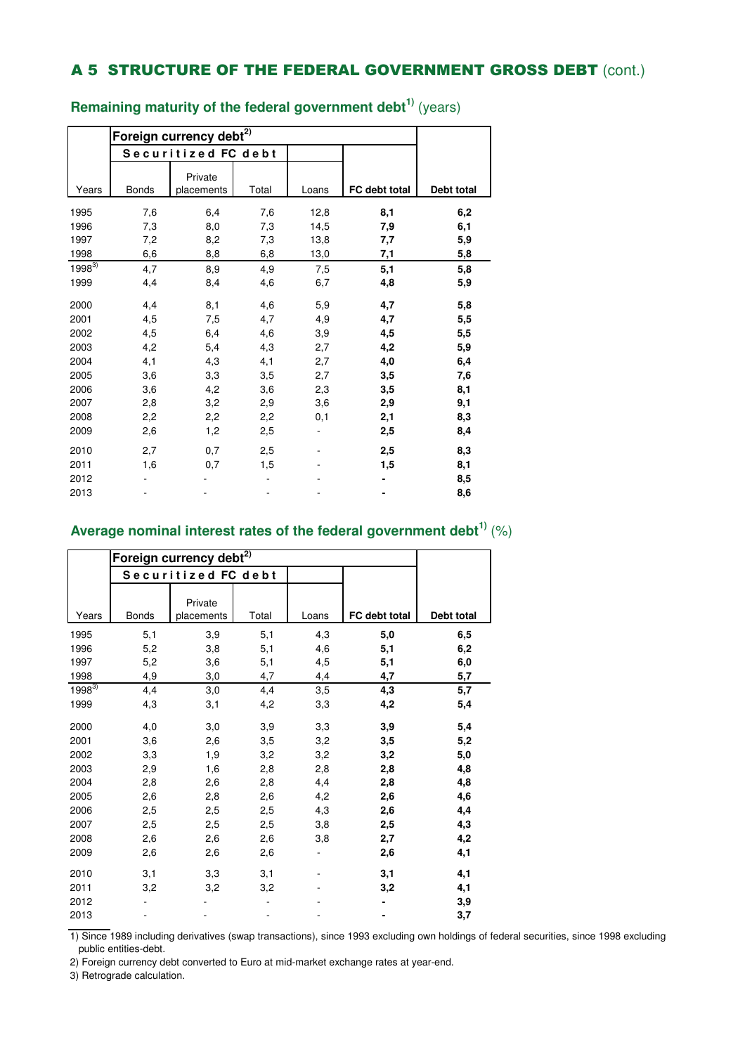# A 5 STRUCTURE OF THE FEDERAL GOVERNMENT GROSS DEBT (cont.)

## Remaining maturity of the federal government debt[1] (years)

| | Foreign currency debt[2] | | | | | |
|---|---|---|---|---|---|---|
| | Securitized FC debt | | | | | |
| Years | Bonds | Private placements | Total | Loans | **FC debt total** | **Debt total** |
| 1995 | 7,6 | 6,4 | 7,6 | 12,8 | **8,1** | **6,2** |
| 1996 | 7,3 | 8,0 | 7,3 | 14,5 | **7,9** | **6,1** |
| 1997 | 7,2 | 8,2 | 7,3 | 13,8 | **7,7** | **5,9** |
| 1998 | 6,6 | 8,8 | 6,8 | 13,0 | **7,1** | **5,8** |
| 1998[3] | 4,7 | 8,9 | 4,9 | 7,5 | **5,1** | **5,8** |
| 1999 | 4,4 | 8,4 | 4,6 | 6,7 | **4,8** | **5,9** |
| 2000 | 4,4 | 8,1 | 4,6 | 5,9 | **4,7** | **5,8** |
| 2001 | 4,5 | 7,5 | 4,7 | 4,9 | **4,7** | **5,5** |
| 2002 | 4,5 | 6,4 | 4,6 | 3,9 | **4,5** | **5,5** |
| 2003 | 4,2 | 5,4 | 4,3 | 2,7 | **4,2** | **5,9** |
| 2004 | 4,1 | 4,3 | 4,1 | 2,7 | **4,0** | **6,4** |
| 2005 | 3,6 | 3,3 | 3,5 | 2,7 | **3,5** | **7,6** |
| 2006 | 3,6 | 4,2 | 3,6 | 2,3 | **3,5** | **8,1** |
| 2007 | 2,8 | 3,2 | 2,9 | 3,6 | **2,9** | **9,1** |
| 2008 | 2,2 | 2,2 | 2,2 | 0,1 | **2,1** | **8,3** |
| 2009 | 2,6 | 1,2 | 2,5 | - | **2,5** | **8,4** |
| 2010 | 2,7 | 0,7 | 2,5 | - | **2,5** | **8,3** |
| 2011 | 1,6 | 0,7 | 1,5 | - | **1,5** | **8,1** |
| 2012 | - | - | - | - | **-** | **8,5** |
| 2013 | - | - | - | - | **-** | **8,6** |

## Average nominal interest rates of the federal government debt[1] (%)

| | Foreign currency debt[2] | | | | | |
|---|---|---|---|---|---|---|
| | Securitized FC debt | | | | | |
| Years | Bonds | Private placements | Total | Loans | **FC debt total** | **Debt total** |
| 1995 | 5,1 | 3,9 | 5,1 | 4,3 | **5,0** | **6,5** |
| 1996 | 5,2 | 3,8 | 5,1 | 4,6 | **5,1** | **6,2** |
| 1997 | 5,2 | 3,6 | 5,1 | 4,5 | **5,1** | **6,0** |
| 1998 | 4,9 | 3,0 | 4,7 | 4,4 | **4,7** | **5,7** |
| 1998[3] | 4,4 | 3,0 | 4,4 | 3,5 | **4,3** | **5,7** |
| 1999 | 4,3 | 3,1 | 4,2 | 3,3 | **4,2** | **5,4** |
| 2000 | 4,0 | 3,0 | 3,9 | 3,3 | **3,9** | **5,4** |
| 2001 | 3,6 | 2,6 | 3,5 | 3,2 | **3,5** | **5,2** |
| 2002 | 3,3 | 1,9 | 3,2 | 3,2 | **3,2** | **5,0** |
| 2003 | 2,9 | 1,6 | 2,8 | 2,8 | **2,8** | **4,8** |
| 2004 | 2,8 | 2,6 | 2,8 | 4,4 | **2,8** | **4,8** |
| 2005 | 2,6 | 2,8 | 2,6 | 4,2 | **2,6** | **4,6** |
| 2006 | 2,5 | 2,5 | 2,5 | 4,3 | **2,6** | **4,4** |
| 2007 | 2,5 | 2,5 | 2,5 | 3,8 | **2,5** | **4,3** |
| 2008 | 2,6 | 2,6 | 2,6 | 3,8 | **2,7** | **4,2** |
| 2009 | 2,6 | 2,6 | 2,6 | - | **2,6** | **4,1** |
| 2010 | 3,1 | 3,3 | 3,1 | - | **3,1** | **4,1** |
| 2011 | 3,2 | 3,2 | 3,2 | - | **3,2** | **4,1** |
| 2012 | - | - | - | - | **-** | **3,9** |
| 2013 | - | - | - | - | **-** | **3,7** |

1) Since 1989 including derivatives (swap transactions), since 1993 excluding own holdings of federal securities, since 1998 excluding public entities-debt.

2) Foreign currency debt converted to Euro at mid-market exchange rates at year-end.

3) Retrograde calculation.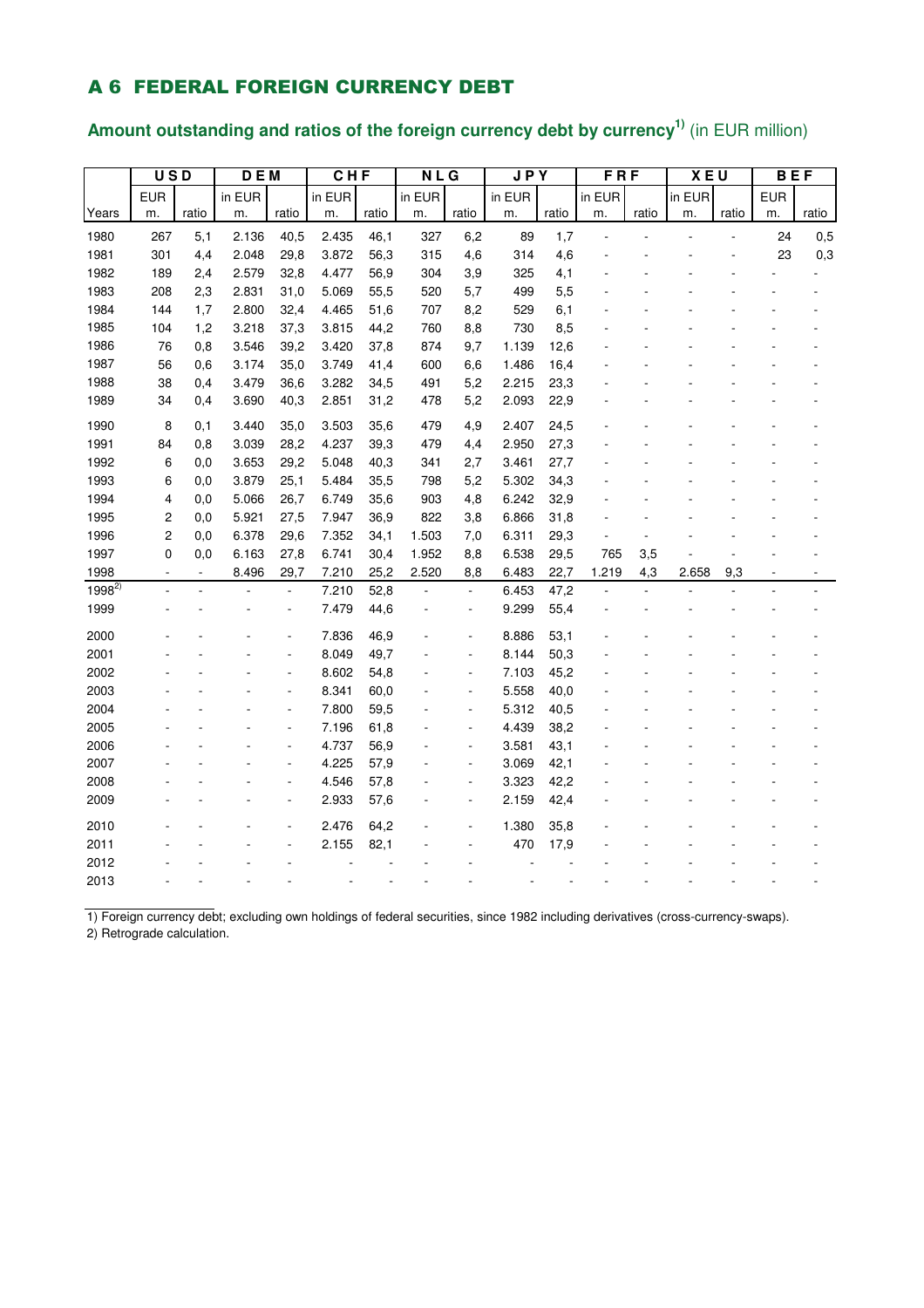# A 6 FEDERAL FOREIGN CURRENCY DEBT

## Amount outstanding and ratios of the foreign currency debt by currency[1] (in EUR million)

| | USD | | DEM | | CHF | | NLG | | JPY | | FRF | | XEU | | BEF | |
|---|---|---|---|---|---|---|---|---|---|---|---|---|---|---|---|---|
| Years | EUR m. | ratio | in EUR m. | ratio | in EUR m. | ratio | in EUR m. | ratio | in EUR m. | ratio | in EUR m. | ratio | in EUR m. | ratio | EUR m. | ratio |
| 1980 | 267 | 5,1 | 2.136 | 40,5 | 2.435 | 46,1 | 327 | 6,2 | 89 | 1,7 | - | - | - | - | 24 | 0,5 |
| 1981 | 301 | 4,4 | 2.048 | 29,8 | 3.872 | 56,3 | 315 | 4,6 | 314 | 4,6 | - | - | - | - | 23 | 0,3 |
| 1982 | 189 | 2,4 | 2.579 | 32,8 | 4.477 | 56,9 | 304 | 3,9 | 325 | 4,1 | - | - | - | - | - | - |
| 1983 | 208 | 2,3 | 2.831 | 31,0 | 5.069 | 55,5 | 520 | 5,7 | 499 | 5,5 | - | - | - | - | - | - |
| 1984 | 144 | 1,7 | 2.800 | 32,4 | 4.465 | 51,6 | 707 | 8,2 | 529 | 6,1 | - | - | - | - | - | - |
| 1985 | 104 | 1,2 | 3.218 | 37,3 | 3.815 | 44,2 | 760 | 8,8 | 730 | 8,5 | - | - | - | - | - | - |
| 1986 | 76 | 0,8 | 3.546 | 39,2 | 3.420 | 37,8 | 874 | 9,7 | 1.139 | 12,6 | - | - | - | - | - | - |
| 1987 | 56 | 0,6 | 3.174 | 35,0 | 3.749 | 41,4 | 600 | 6,6 | 1.486 | 16,4 | - | - | - | - | - | - |
| 1988 | 38 | 0,4 | 3.479 | 36,6 | 3.282 | 34,5 | 491 | 5,2 | 2.215 | 23,3 | - | - | - | - | - | - |
| 1989 | 34 | 0,4 | 3.690 | 40,3 | 2.851 | 31,2 | 478 | 5,2 | 2.093 | 22,9 | - | - | - | - | - | - |
| 1990 | 8 | 0,1 | 3.440 | 35,0 | 3.503 | 35,6 | 479 | 4,9 | 2.407 | 24,5 | - | - | - | - | - | - |
| 1991 | 84 | 0,8 | 3.039 | 28,2 | 4.237 | 39,3 | 479 | 4,4 | 2.950 | 27,3 | - | - | - | - | - | - |
| 1992 | 6 | 0,0 | 3.653 | 29,2 | 5.048 | 40,3 | 341 | 2,7 | 3.461 | 27,7 | - | - | - | - | - | - |
| 1993 | 6 | 0,0 | 3.879 | 25,1 | 5.484 | 35,5 | 798 | 5,2 | 5.302 | 34,3 | - | - | - | - | - | - |
| 1994 | 4 | 0,0 | 5.066 | 26,7 | 6.749 | 35,6 | 903 | 4,8 | 6.242 | 32,9 | - | - | - | - | - | - |
| 1995 | 2 | 0,0 | 5.921 | 27,5 | 7.947 | 36,9 | 822 | 3,8 | 6.866 | 31,8 | - | - | - | - | - | - |
| 1996 | 2 | 0,0 | 6.378 | 29,6 | 7.352 | 34,1 | 1.503 | 7,0 | 6.311 | 29,3 | - | - | - | - | - | - |
| 1997 | 0 | 0,0 | 6.163 | 27,8 | 6.741 | 30,4 | 1.952 | 8,8 | 6.538 | 29,5 | 765 | 3,5 | - | - | - | - |
| 1998 | - | - | 8.496 | 29,7 | 7.210 | 25,2 | 2.520 | 8,8 | 6.483 | 22,7 | 1.219 | 4,3 | 2.658 | 9,3 | - | - |
| 1998[2] | - | - | - | - | 7.210 | 52,8 | - | - | 6.453 | 47,2 | - | - | - | - | - | - |
| 1999 | - | - | - | - | 7.479 | 44,6 | - | - | 9.299 | 55,4 | - | - | - | - | - | - |
| 2000 | - | - | - | - | 7.836 | 46,9 | - | - | 8.886 | 53,1 | - | - | - | - | - | - |
| 2001 | - | - | - | - | 8.049 | 49,7 | - | - | 8.144 | 50,3 | - | - | - | - | - | - |
| 2002 | - | - | - | - | 8.602 | 54,8 | - | - | 7.103 | 45,2 | - | - | - | - | - | - |
| 2003 | - | - | - | - | 8.341 | 60,0 | - | - | 5.558 | 40,0 | - | - | - | - | - | - |
| 2004 | - | - | - | - | 7.800 | 59,5 | - | - | 5.312 | 40,5 | - | - | - | - | - | - |
| 2005 | - | - | - | - | 7.196 | 61,8 | - | - | 4.439 | 38,2 | - | - | - | - | - | - |
| 2006 | - | - | - | - | 4.737 | 56,9 | - | - | 3.581 | 43,1 | - | - | - | - | - | - |
| 2007 | - | - | - | - | 4.225 | 57,9 | - | - | 3.069 | 42,1 | - | - | - | - | - | - |
| 2008 | - | - | - | - | 4.546 | 57,8 | - | - | 3.323 | 42,2 | - | - | - | - | - | - |
| 2009 | - | - | - | - | 2.933 | 57,6 | - | - | 2.159 | 42,4 | - | - | - | - | - | - |
| 2010 | - | - | - | - | 2.476 | 64,2 | - | - | 1.380 | 35,8 | - | - | - | - | - | - |
| 2011 | - | - | - | - | 2.155 | 82,1 | - | - | 470 | 17,9 | - | - | - | - | - | - |
| 2012 | - | - | - | - | - | - | - | - | - | - | - | - | - | - | - | - |
| 2013 | - | - | - | - | - | - | - | - | - | - | - | - | - | - | - | - |

1) Foreign currency debt; excluding own holdings of federal securities, since 1982 including derivatives (cross-currency-swaps).

2) Retrograde calculation.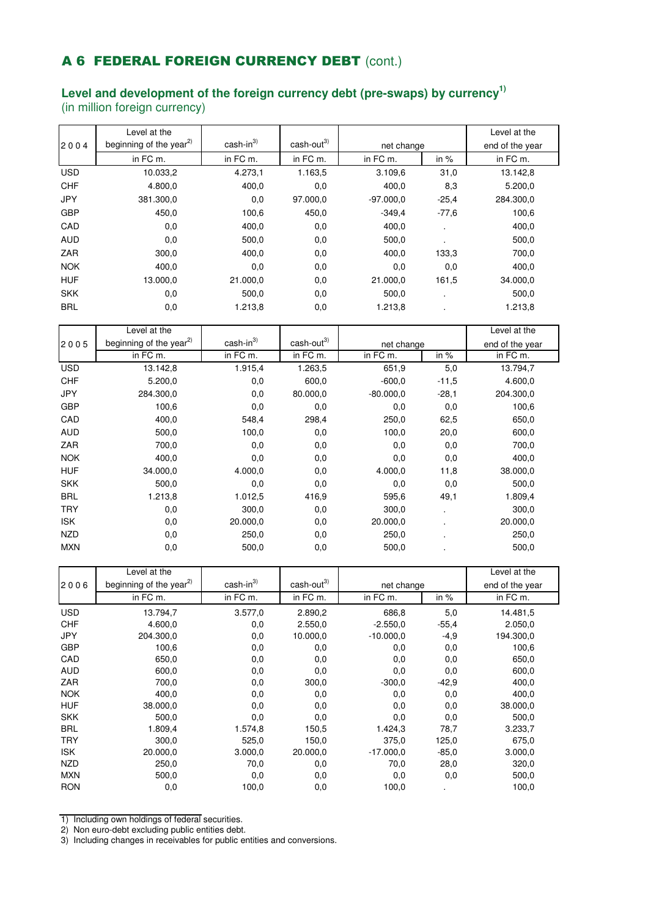# A 6 FEDERAL FOREIGN CURRENCY DEBT (cont.)

## Level and development of the foreign currency debt (pre-swaps) by currency[1]

(in million foreign currency)

| 2004 | Level at the beginning of the year[2] | cash-in[3] | cash-out[3] | net change | | Level at the end of the year |
|---|---|---|---|---|---|---|
| | in FC m. | in FC m. | in FC m. | in FC m. | in % | in FC m. |
| USD | 10.033,2 | 4.273,1 | 1.163,5 | 3.109,6 | 31,0 | 13.142,8 |
| CHF | 4.800,0 | 400,0 | 0,0 | 400,0 | 8,3 | 5.200,0 |
| JPY | 381.300,0 | 0,0 | 97.000,0 | -97.000,0 | -25,4 | 284.300,0 |
| GBP | 450,0 | 100,6 | 450,0 | -349,4 | -77,6 | 100,6 |
| CAD | 0,0 | 400,0 | 0,0 | 400,0 | . | 400,0 |
| AUD | 0,0 | 500,0 | 0,0 | 500,0 | . | 500,0 |
| ZAR | 300,0 | 400,0 | 0,0 | 400,0 | 133,3 | 700,0 |
| NOK | 400,0 | 0,0 | 0,0 | 0,0 | 0,0 | 400,0 |
| HUF | 13.000,0 | 21.000,0 | 0,0 | 21.000,0 | 161,5 | 34.000,0 |
| SKK | 0,0 | 500,0 | 0,0 | 500,0 | . | 500,0 |
| BRL | 0,0 | 1.213,8 | 0,0 | 1.213,8 | . | 1.213,8 |

| 2005 | Level at the beginning of the year[2] | cash-in[3] | cash-out[3] | net change | | Level at the end of the year |
|---|---|---|---|---|---|---|
| | in FC m. | in FC m. | in FC m. | in FC m. | in % | in FC m. |
| USD | 13.142,8 | 1.915,4 | 1.263,5 | 651,9 | 5,0 | 13.794,7 |
| CHF | 5.200,0 | 0,0 | 600,0 | -600,0 | -11,5 | 4.600,0 |
| JPY | 284.300,0 | 0,0 | 80.000,0 | -80.000,0 | -28,1 | 204.300,0 |
| GBP | 100,6 | 0,0 | 0,0 | 0,0 | 0,0 | 100,6 |
| CAD | 400,0 | 548,4 | 298,4 | 250,0 | 62,5 | 650,0 |
| AUD | 500,0 | 100,0 | 0,0 | 100,0 | 20,0 | 600,0 |
| ZAR | 700,0 | 0,0 | 0,0 | 0,0 | 0,0 | 700,0 |
| NOK | 400,0 | 0,0 | 0,0 | 0,0 | 0,0 | 400,0 |
| HUF | 34.000,0 | 4.000,0 | 0,0 | 4.000,0 | 11,8 | 38.000,0 |
| SKK | 500,0 | 0,0 | 0,0 | 0,0 | 0,0 | 500,0 |
| BRL | 1.213,8 | 1.012,5 | 416,9 | 595,6 | 49,1 | 1.809,4 |
| TRY | 0,0 | 300,0 | 0,0 | 300,0 | . | 300,0 |
| ISK | 0,0 | 20.000,0 | 0,0 | 20.000,0 | . | 20.000,0 |
| NZD | 0,0 | 250,0 | 0,0 | 250,0 | . | 250,0 |
| MXN | 0,0 | 500,0 | 0,0 | 500,0 | . | 500,0 |

| 2006 | Level at the beginning of the year[2] | cash-in[3] | cash-out[3] | net change | | Level at the end of the year |
|---|---|---|---|---|---|---|
| | in FC m. | in FC m. | in FC m. | in FC m. | in % | in FC m. |
| USD | 13.794,7 | 3.577,0 | 2.890,2 | 686,8 | 5,0 | 14.481,5 |
| CHF | 4.600,0 | 0,0 | 2.550,0 | -2.550,0 | -55,4 | 2.050,0 |
| JPY | 204.300,0 | 0,0 | 10.000,0 | -10.000,0 | -4,9 | 194.300,0 |
| GBP | 100,6 | 0,0 | 0,0 | 0,0 | 0,0 | 100,6 |
| CAD | 650,0 | 0,0 | 0,0 | 0,0 | 0,0 | 650,0 |
| AUD | 600,0 | 0,0 | 0,0 | 0,0 | 0,0 | 600,0 |
| ZAR | 700,0 | 0,0 | 300,0 | -300,0 | -42,9 | 400,0 |
| NOK | 400,0 | 0,0 | 0,0 | 0,0 | 0,0 | 400,0 |
| HUF | 38.000,0 | 0,0 | 0,0 | 0,0 | 0,0 | 38.000,0 |
| SKK | 500,0 | 0,0 | 0,0 | 0,0 | 0,0 | 500,0 |
| BRL | 1.809,4 | 1.574,8 | 150,5 | 1.424,3 | 78,7 | 3.233,7 |
| TRY | 300,0 | 525,0 | 150,0 | 375,0 | 125,0 | 675,0 |
| ISK | 20.000,0 | 3.000,0 | 20.000,0 | -17.000,0 | -85,0 | 3.000,0 |
| NZD | 250,0 | 70,0 | 0,0 | 70,0 | 28,0 | 320,0 |
| MXN | 500,0 | 0,0 | 0,0 | 0,0 | 0,0 | 500,0 |
| RON | 0,0 | 100,0 | 0,0 | 100,0 | . | 100,0 |

1) Including own holdings of federal securities.
2) Non euro-debt excluding public entities debt.
3) Including changes in receivables for public entities and conversions.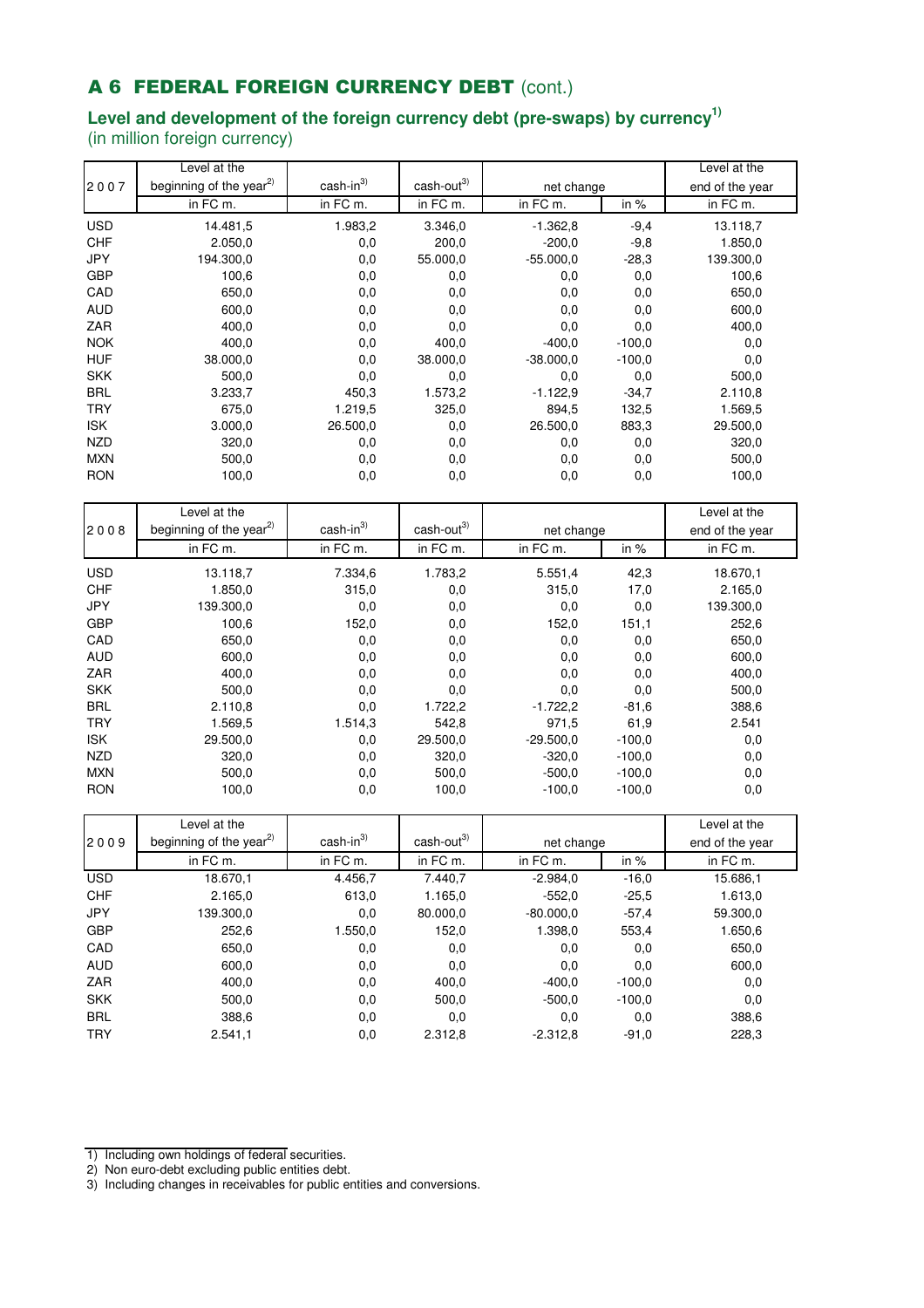## A 6 FEDERAL FOREIGN CURRENCY DEBT (cont.)

### Level and development of the foreign currency debt (pre-swaps) by currency[1)]
(in million foreign currency)

| 2007 | Level at the beginning of the year[2)] | cash-in[3)] | cash-out[3)] | net change | | Level at the end of the year |
|---|---|---|---|---|---|---|
| | in FC m. | in FC m. | in FC m. | in FC m. | in % | in FC m. |
| USD | 14.481,5 | 1.983,2 | 3.346,0 | -1.362,8 | -9,4 | 13.118,7 |
| CHF | 2.050,0 | 0,0 | 200,0 | -200,0 | -9,8 | 1.850,0 |
| JPY | 194.300,0 | 0,0 | 55.000,0 | -55.000,0 | -28,3 | 139.300,0 |
| GBP | 100,6 | 0,0 | 0,0 | 0,0 | 0,0 | 100,6 |
| CAD | 650,0 | 0,0 | 0,0 | 0,0 | 0,0 | 650,0 |
| AUD | 600,0 | 0,0 | 0,0 | 0,0 | 0,0 | 600,0 |
| ZAR | 400,0 | 0,0 | 0,0 | 0,0 | 0,0 | 400,0 |
| NOK | 400,0 | 0,0 | 400,0 | -400,0 | -100,0 | 0,0 |
| HUF | 38.000,0 | 0,0 | 38.000,0 | -38.000,0 | -100,0 | 0,0 |
| SKK | 500,0 | 0,0 | 0,0 | 0,0 | 0,0 | 500,0 |
| BRL | 3.233,7 | 450,3 | 1.573,2 | -1.122,9 | -34,7 | 2.110,8 |
| TRY | 675,0 | 1.219,5 | 325,0 | 894,5 | 132,5 | 1.569,5 |
| ISK | 3.000,0 | 26.500,0 | 0,0 | 26.500,0 | 883,3 | 29.500,0 |
| NZD | 320,0 | 0,0 | 0,0 | 0,0 | 0,0 | 320,0 |
| MXN | 500,0 | 0,0 | 0,0 | 0,0 | 0,0 | 500,0 |
| RON | 100,0 | 0,0 | 0,0 | 0,0 | 0,0 | 100,0 |

| 2008 | Level at the beginning of the year[2)] | cash-in[3)] | cash-out[3)] | net change | | Level at the end of the year |
|---|---|---|---|---|---|---|
| | in FC m. | in FC m. | in FC m. | in FC m. | in % | in FC m. |
| USD | 13.118,7 | 7.334,6 | 1.783,2 | 5.551,4 | 42,3 | 18.670,1 |
| CHF | 1.850,0 | 315,0 | 0,0 | 315,0 | 17,0 | 2.165,0 |
| JPY | 139.300,0 | 0,0 | 0,0 | 0,0 | 0,0 | 139.300,0 |
| GBP | 100,6 | 152,0 | 0,0 | 152,0 | 151,1 | 252,6 |
| CAD | 650,0 | 0,0 | 0,0 | 0,0 | 0,0 | 650,0 |
| AUD | 600,0 | 0,0 | 0,0 | 0,0 | 0,0 | 600,0 |
| ZAR | 400,0 | 0,0 | 0,0 | 0,0 | 0,0 | 400,0 |
| SKK | 500,0 | 0,0 | 0,0 | 0,0 | 0,0 | 500,0 |
| BRL | 2.110,8 | 0,0 | 1.722,2 | -1.722,2 | -81,6 | 388,6 |
| TRY | 1.569,5 | 1.514,3 | 542,8 | 971,5 | 61,9 | 2.541 |
| ISK | 29.500,0 | 0,0 | 29.500,0 | -29.500,0 | -100,0 | 0,0 |
| NZD | 320,0 | 0,0 | 320,0 | -320,0 | -100,0 | 0,0 |
| MXN | 500,0 | 0,0 | 500,0 | -500,0 | -100,0 | 0,0 |
| RON | 100,0 | 0,0 | 100,0 | -100,0 | -100,0 | 0,0 |

| 2009 | Level at the beginning of the year[2)] | cash-in[3)] | cash-out[3)] | net change | | Level at the end of the year |
|---|---|---|---|---|---|---|
| | in FC m. | in FC m. | in FC m. | in FC m. | in % | in FC m. |
| USD | 18.670,1 | 4.456,7 | 7.440,7 | -2.984,0 | -16,0 | 15.686,1 |
| CHF | 2.165,0 | 613,0 | 1.165,0 | -552,0 | -25,5 | 1.613,0 |
| JPY | 139.300,0 | 0,0 | 80.000,0 | -80.000,0 | -57,4 | 59.300,0 |
| GBP | 252,6 | 1.550,0 | 152,0 | 1.398,0 | 553,4 | 1.650,6 |
| CAD | 650,0 | 0,0 | 0,0 | 0,0 | 0,0 | 650,0 |
| AUD | 600,0 | 0,0 | 0,0 | 0,0 | 0,0 | 600,0 |
| ZAR | 400,0 | 0,0 | 400,0 | -400,0 | -100,0 | 0,0 |
| SKK | 500,0 | 0,0 | 500,0 | -500,0 | -100,0 | 0,0 |
| BRL | 388,6 | 0,0 | 0,0 | 0,0 | 0,0 | 388,6 |
| TRY | 2.541,1 | 0,0 | 2.312,8 | -2.312,8 | -91,0 | 228,3 |

1) Including own holdings of federal securities.
2) Non euro-debt excluding public entities debt.
3) Including changes in receivables for public entities and conversions.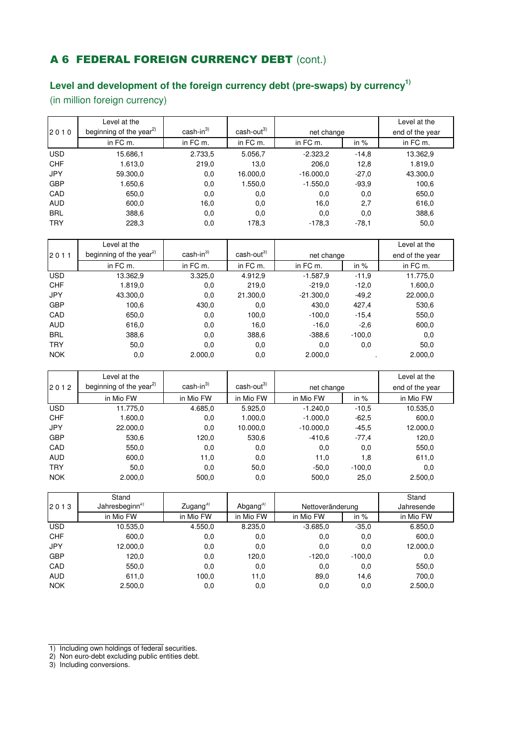## A 6 FEDERAL FOREIGN CURRENCY DEBT (cont.)

### Level and development of the foreign currency debt (pre-swaps) by currency[1)]

(in million foreign currency)

| 2010 | Level at the beginning of the year[2)] | cash-in[3)] | cash-out[3)] | net change | | Level at the end of the year |
|---|---|---|---|---|---|---|
| | in FC m. | in FC m. | in FC m. | in FC m. | in % | in FC m. |
| USD | 15.686,1 | 2.733,5 | 5.056,7 | -2.323,2 | -14,8 | 13.362,9 |
| CHF | 1.613,0 | 219,0 | 13,0 | 206,0 | 12,8 | 1.819,0 |
| JPY | 59.300,0 | 0,0 | 16.000,0 | -16.000,0 | -27,0 | 43.300,0 |
| GBP | 1.650,6 | 0,0 | 1.550,0 | -1.550,0 | -93,9 | 100,6 |
| CAD | 650,0 | 0,0 | 0,0 | 0,0 | 0,0 | 650,0 |
| AUD | 600,0 | 16,0 | 0,0 | 16,0 | 2,7 | 616,0 |
| BRL | 388,6 | 0,0 | 0,0 | 0,0 | 0,0 | 388,6 |
| TRY | 228,3 | 0,0 | 178,3 | -178,3 | -78,1 | 50,0 |

| 2011 | Level at the beginning of the year[2)] | cash-in[3)] | cash-out[3)] | net change | | Level at the end of the year |
|---|---|---|---|---|---|---|
| | in FC m. | in FC m. | in FC m. | in FC m. | in % | in FC m. |
| USD | 13.362,9 | 3.325,0 | 4.912,9 | -1.587,9 | -11,9 | 11.775,0 |
| CHF | 1.819,0 | 0,0 | 219,0 | -219,0 | -12,0 | 1.600,0 |
| JPY | 43.300,0 | 0,0 | 21.300,0 | -21.300,0 | -49,2 | 22.000,0 |
| GBP | 100,6 | 430,0 | 0,0 | 430,0 | 427,4 | 530,6 |
| CAD | 650,0 | 0,0 | 100,0 | -100,0 | -15,4 | 550,0 |
| AUD | 616,0 | 0,0 | 16,0 | -16,0 | -2,6 | 600,0 |
| BRL | 388,6 | 0,0 | 388,6 | -388,6 | -100,0 | 0,0 |
| TRY | 50,0 | 0,0 | 0,0 | 0,0 | 0,0 | 50,0 |
| NOK | 0,0 | 2.000,0 | 0,0 | 2.000,0 | . | 2.000,0 |

| 2012 | Level at the beginning of the year[2)] | cash-in[3)] | cash-out[3)] | net change | | Level at the end of the year |
|---|---|---|---|---|---|---|
| | in Mio FW | in Mio FW | in Mio FW | in Mio FW | in % | in Mio FW |
| USD | 11.775,0 | 4.685,0 | 5.925,0 | -1.240,0 | -10,5 | 10.535,0 |
| CHF | 1.600,0 | 0,0 | 1.000,0 | -1.000,0 | -62,5 | 600,0 |
| JPY | 22.000,0 | 0,0 | 10.000,0 | -10.000,0 | -45,5 | 12.000,0 |
| GBP | 530,6 | 120,0 | 530,6 | -410,6 | -77,4 | 120,0 |
| CAD | 550,0 | 0,0 | 0,0 | 0,0 | 0,0 | 550,0 |
| AUD | 600,0 | 11,0 | 0,0 | 11,0 | 1,8 | 611,0 |
| TRY | 50,0 | 0,0 | 50,0 | -50,0 | -100,0 | 0,0 |
| NOK | 2.000,0 | 500,0 | 0,0 | 500,0 | 25,0 | 2.500,0 |

| 2013 | Stand Jahresbeginn[2)] | Zugang[3)] | Abgang[3)] | Nettoveränderung | | Stand Jahresende |
|---|---|---|---|---|---|---|
| | in Mio FW | in Mio FW | in Mio FW | in Mio FW | in % | in Mio FW |
| USD | 10.535,0 | 4.550,0 | 8.235,0 | -3.685,0 | -35,0 | 6.850,0 |
| CHF | 600,0 | 0,0 | 0,0 | 0,0 | 0,0 | 600,0 |
| JPY | 12.000,0 | 0,0 | 0,0 | 0,0 | 0,0 | 12.000,0 |
| GBP | 120,0 | 0,0 | 120,0 | -120,0 | -100,0 | 0,0 |
| CAD | 550,0 | 0,0 | 0,0 | 0,0 | 0,0 | 550,0 |
| AUD | 611,0 | 100,0 | 11,0 | 89,0 | 14,6 | 700,0 |
| NOK | 2.500,0 | 0,0 | 0,0 | 0,0 | 0,0 | 2.500,0 |

1) Including own holdings of federal securities.
2) Non euro-debt excluding public entities debt.
3) Including conversions.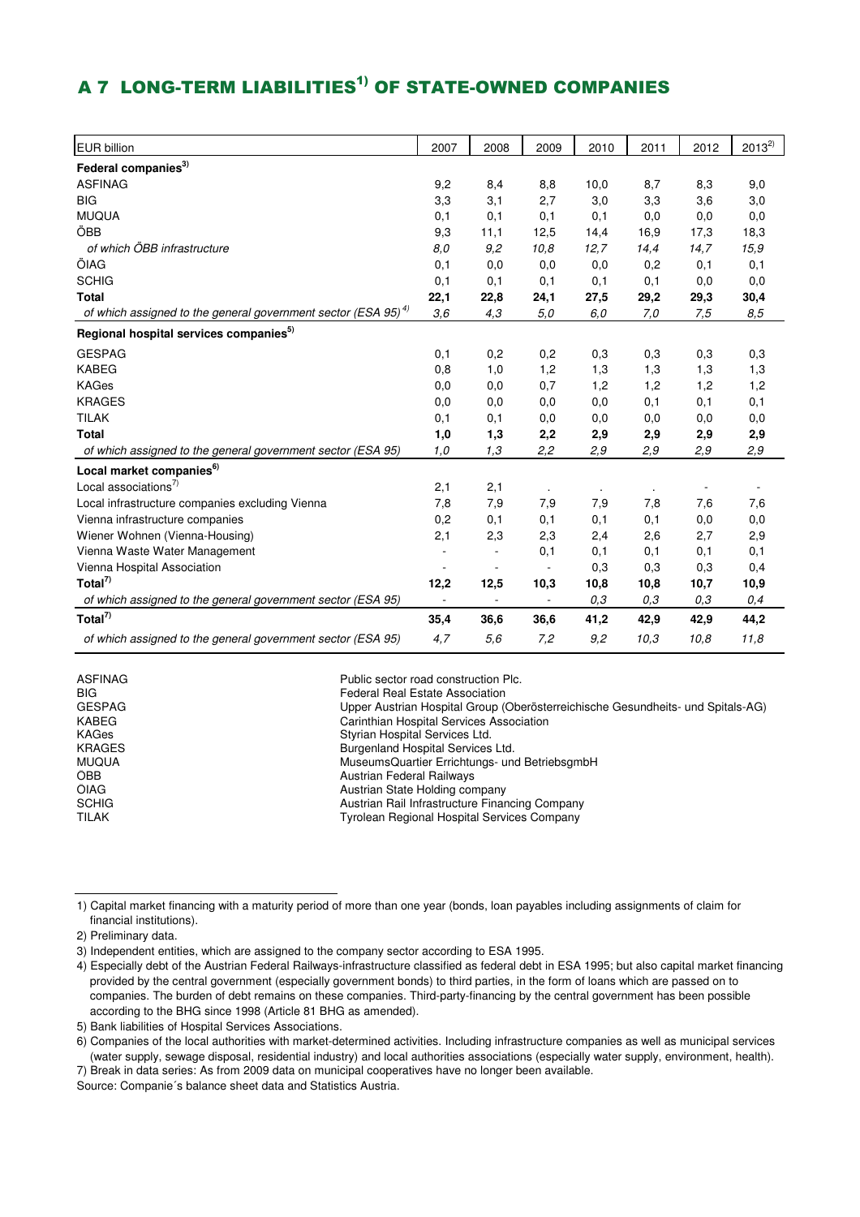# A 7 LONG-TERM LIABILITIES[1)] OF STATE-OWNED COMPANIES

| EUR billion | 2007 | 2008 | 2009 | 2010 | 2011 | 2012 | 2013[2)] |
|---|---|---|---|---|---|---|---|
| **Federal companies[3)]** | | | | | | | |
| ASFINAG | 9,2 | 8,4 | 8,8 | 10,0 | 8,7 | 8,3 | 9,0 |
| BIG | 3,3 | 3,1 | 2,7 | 3,0 | 3,3 | 3,6 | 3,0 |
| MUQUA | 0,1 | 0,1 | 0,1 | 0,1 | 0,0 | 0,0 | 0,0 |
| ÖBB | 9,3 | 11,1 | 12,5 | 14,4 | 16,9 | 17,3 | 18,3 |
| *of which ÖBB infrastructure* | *8,0* | *9,2* | *10,8* | *12,7* | *14,4* | *14,7* | *15,9* |
| ÖIAG | 0,1 | 0,0 | 0,0 | 0,0 | 0,2 | 0,1 | 0,1 |
| SCHIG | 0,1 | 0,1 | 0,1 | 0,1 | 0,1 | 0,0 | 0,0 |
| **Total** | **22,1** | **22,8** | **24,1** | **27,5** | **29,2** | **29,3** | **30,4** |
| *of which assigned to the general government sector (ESA 95)[4)]* | *3,6* | *4,3* | *5,0* | *6,0* | *7,0* | *7,5* | *8,5* |
| **Regional hospital services companies[5)]** | | | | | | | |
| GESPAG | 0,1 | 0,2 | 0,2 | 0,3 | 0,3 | 0,3 | 0,3 |
| KABEG | 0,8 | 1,0 | 1,2 | 1,3 | 1,3 | 1,3 | 1,3 |
| KAGes | 0,0 | 0,0 | 0,7 | 1,2 | 1,2 | 1,2 | 1,2 |
| KRAGES | 0,0 | 0,0 | 0,0 | 0,0 | 0,1 | 0,1 | 0,1 |
| TILAK | 0,1 | 0,1 | 0,0 | 0,0 | 0,0 | 0,0 | 0,0 |
| **Total** | **1,0** | **1,3** | **2,2** | **2,9** | **2,9** | **2,9** | **2,9** |
| *of which assigned to the general government sector (ESA 95)* | *1,0* | *1,3* | *2,2* | *2,9* | *2,9* | *2,9* | *2,9* |
| **Local market companies[6)]** | | | | | | | |
| Local associations[7)] | 2,1 | 2,1 | . | . | . | - | - |
| Local infrastructure companies excluding Vienna | 7,8 | 7,9 | 7,9 | 7,9 | 7,8 | 7,6 | 7,6 |
| Vienna infrastructure companies | 0,2 | 0,1 | 0,1 | 0,1 | 0,1 | 0,0 | 0,0 |
| Wiener Wohnen (Vienna-Housing) | 2,1 | 2,3 | 2,3 | 2,4 | 2,6 | 2,7 | 2,9 |
| Vienna Waste Water Management | - | - | 0,1 | 0,1 | 0,1 | 0,1 | 0,1 |
| Vienna Hospital Association | - | - | - | 0,3 | 0,3 | 0,3 | 0,4 |
| **Total[7)]** | **12,2** | **12,5** | **10,3** | **10,8** | **10,8** | **10,7** | **10,9** |
| *of which assigned to the general government sector (ESA 95)* | - | - | - | *0,3* | *0,3* | *0,3* | *0,4* |
| **Total[7)]** | **35,4** | **36,6** | **36,6** | **41,2** | **42,9** | **42,9** | **44,2** |
| *of which assigned to the general government sector (ESA 95)* | *4,7* | *5,6* | *7,2* | *9,2* | *10,3* | *10,8* | *11,8* |

| | |
|---|---|
| ASFINAG | Public sector road construction Plc. |
| BIG | Federal Real Estate Association |
| GESPAG | Upper Austrian Hospital Group (Oberösterreichische Gesundheits- und Spitals-AG) |
| KABEG | Carinthian Hospital Services Association |
| KAGes | Styrian Hospital Services Ltd. |
| KRAGES | Burgenland Hospital Services Ltd. |
| MUQUA | MuseumsQuartier Errichtungs- und BetriebsgmbH |
| OBB | Austrian Federal Railways |
| OIAG | Austrian State Holding company |
| SCHIG | Austrian Rail Infrastructure Financing Company |
| TILAK | Tyrolean Regional Hospital Services Company |

1) Capital market financing with a maturity period of more than one year (bonds, loan payables including assignments of claim for financial institutions).

2) Preliminary data.

3) Independent entities, which are assigned to the company sector according to ESA 1995.

4) Especially debt of the Austrian Federal Railways-infrastructure classified as federal debt in ESA 1995; but also capital market financing provided by the central government (especially government bonds) to third parties, in the form of loans which are passed on to companies. The burden of debt remains on these companies. Third-party-financing by the central government has been possible according to the BHG since 1998 (Article 81 BHG as amended).

5) Bank liabilities of Hospital Services Associations.

6) Companies of the local authorities with market-determined activities. Including infrastructure companies as well as municipal services (water supply, sewage disposal, residential industry) and local authorities associations (especially water supply, environment, health).

7) Break in data series: As from 2009 data on municipal cooperatives have no longer been available.

Source: Companie´s balance sheet data and Statistics Austria.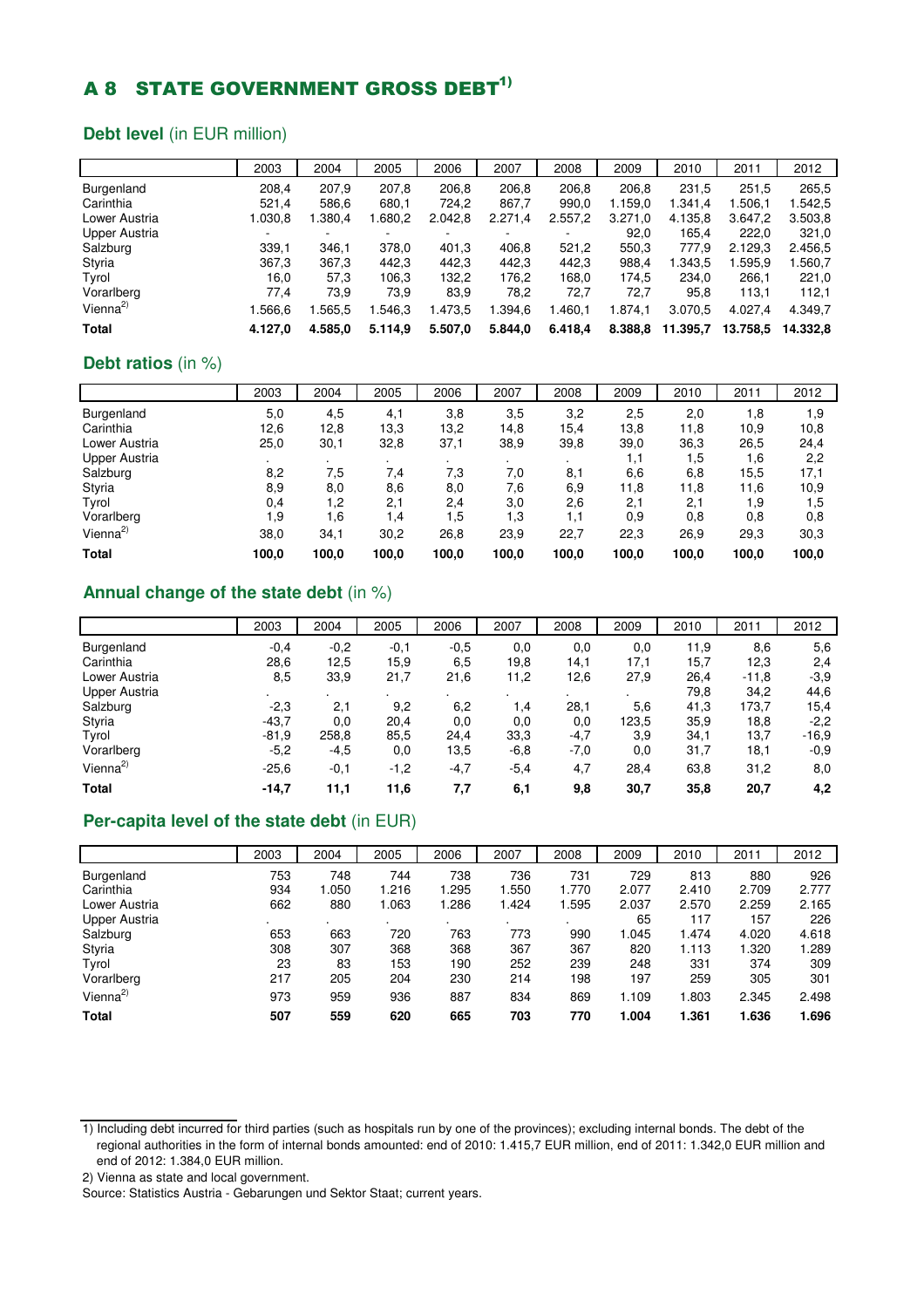# A 8 STATE GOVERNMENT GROSS DEBT[1)]

## Debt level (in EUR million)

| | 2003 | 2004 | 2005 | 2006 | 2007 | 2008 | 2009 | 2010 | 2011 | 2012 |
|---|---|---|---|---|---|---|---|---|---|---|
| Burgenland | 208,4 | 207,9 | 207,8 | 206,8 | 206,8 | 206,8 | 206,8 | 231,5 | 251,5 | 265,5 |
| Carinthia | 521,4 | 586,6 | 680,1 | 724,2 | 867,7 | 990,0 | 1.159,0 | 1.341,4 | 1.506,1 | 1.542,5 |
| Lower Austria | 1.030,8 | 1.380,4 | 1.680,2 | 2.042,8 | 2.271,4 | 2.557,2 | 3.271,0 | 4.135,8 | 3.647,2 | 3.503,8 |
| Upper Austria | - | - | - | - | - | - | 92,0 | 165,4 | 222,0 | 321,0 |
| Salzburg | 339,1 | 346,1 | 378,0 | 401,3 | 406,8 | 521,2 | 550,3 | 777,9 | 2.129,3 | 2.456,5 |
| Styria | 367,3 | 367,3 | 442,3 | 442,3 | 442,3 | 442,3 | 988,4 | 1.343,5 | 1.595,9 | 1.560,7 |
| Tyrol | 16,0 | 57,3 | 106,3 | 132,2 | 176,2 | 168,0 | 174,5 | 234,0 | 266,1 | 221,0 |
| Vorarlberg | 77,4 | 73,9 | 73,9 | 83,9 | 78,2 | 72,7 | 72,7 | 95,8 | 113,1 | 112,1 |
| Vienna[2)] | 1.566,6 | 1.565,5 | 1.546,3 | 1.473,5 | 1.394,6 | 1.460,1 | 1.874,1 | 3.070,5 | 4.027,4 | 4.349,7 |
| **Total** | **4.127,0** | **4.585,0** | **5.114,9** | **5.507,0** | **5.844,0** | **6.418,4** | **8.388,8** | **11.395,7** | **13.758,5** | **14.332,8** |

## Debt ratios (in %)

| | 2003 | 2004 | 2005 | 2006 | 2007 | 2008 | 2009 | 2010 | 2011 | 2012 |
|---|---|---|---|---|---|---|---|---|---|---|
| Burgenland | 5,0 | 4,5 | 4,1 | 3,8 | 3,5 | 3,2 | 2,5 | 2,0 | 1,8 | 1,9 |
| Carinthia | 12,6 | 12,8 | 13,3 | 13,2 | 14,8 | 15,4 | 13,8 | 11,8 | 10,9 | 10,8 |
| Lower Austria | 25,0 | 30,1 | 32,8 | 37,1 | 38,9 | 39,8 | 39,0 | 36,3 | 26,5 | 24,4 |
| Upper Austria | . | . | . | . | . | . | 1,1 | 1,5 | 1,6 | 2,2 |
| Salzburg | 8,2 | 7,5 | 7,4 | 7,3 | 7,0 | 8,1 | 6,6 | 6,8 | 15,5 | 17,1 |
| Styria | 8,9 | 8,0 | 8,6 | 8,0 | 7,6 | 6,9 | 11,8 | 11,8 | 11,6 | 10,9 |
| Tyrol | 0,4 | 1,2 | 2,1 | 2,4 | 3,0 | 2,6 | 2,1 | 2,1 | 1,9 | 1,5 |
| Vorarlberg | 1,9 | 1,6 | 1,4 | 1,5 | 1,3 | 1,1 | 0,9 | 0,8 | 0,8 | 0,8 |
| Vienna[2)] | 38,0 | 34,1 | 30,2 | 26,8 | 23,9 | 22,7 | 22,3 | 26,9 | 29,3 | 30,3 |
| **Total** | **100,0** | **100,0** | **100,0** | **100,0** | **100,0** | **100,0** | **100,0** | **100,0** | **100,0** | **100,0** |

## Annual change of the state debt (in %)

| | 2003 | 2004 | 2005 | 2006 | 2007 | 2008 | 2009 | 2010 | 2011 | 2012 |
|---|---|---|---|---|---|---|---|---|---|---|
| Burgenland | -0,4 | -0,2 | -0,1 | -0,5 | 0,0 | 0,0 | 0,0 | 11,9 | 8,6 | 5,6 |
| Carinthia | 28,6 | 12,5 | 15,9 | 6,5 | 19,8 | 14,1 | 17,1 | 15,7 | 12,3 | 2,4 |
| Lower Austria | 8,5 | 33,9 | 21,7 | 21,6 | 11,2 | 12,6 | 27,9 | 26,4 | -11,8 | -3,9 |
| Upper Austria | . | . | . | . | . | . | . | 79,8 | 34,2 | 44,6 |
| Salzburg | -2,3 | 2,1 | 9,2 | 6,2 | 1,4 | 28,1 | 5,6 | 41,3 | 173,7 | 15,4 |
| Styria | -43,7 | 0,0 | 20,4 | 0,0 | 0,0 | 0,0 | 123,5 | 35,9 | 18,8 | -2,2 |
| Tyrol | -81,9 | 258,8 | 85,5 | 24,4 | 33,3 | -4,7 | 3,9 | 34,1 | 13,7 | -16,9 |
| Vorarlberg | -5,2 | -4,5 | 0,0 | 13,5 | -6,8 | -7,0 | 0,0 | 31,7 | 18,1 | -0,9 |
| Vienna[2)] | -25,6 | -0,1 | -1,2 | -4,7 | -5,4 | 4,7 | 28,4 | 63,8 | 31,2 | 8,0 |
| **Total** | **-14,7** | **11,1** | **11,6** | **7,7** | **6,1** | **9,8** | **30,7** | **35,8** | **20,7** | **4,2** |

## Per-capita level of the state debt (in EUR)

| | 2003 | 2004 | 2005 | 2006 | 2007 | 2008 | 2009 | 2010 | 2011 | 2012 |
|---|---|---|---|---|---|---|---|---|---|---|
| Burgenland | 753 | 748 | 744 | 738 | 736 | 731 | 729 | 813 | 880 | 926 |
| Carinthia | 934 | 1.050 | 1.216 | 1.295 | 1.550 | 1.770 | 2.077 | 2.410 | 2.709 | 2.777 |
| Lower Austria | 662 | 880 | 1.063 | 1.286 | 1.424 | 1.595 | 2.037 | 2.570 | 2.259 | 2.165 |
| Upper Austria | . | . | . | . | . | . | 65 | 117 | 157 | 226 |
| Salzburg | 653 | 663 | 720 | 763 | 773 | 990 | 1.045 | 1.474 | 4.020 | 4.618 |
| Styria | 308 | 307 | 368 | 368 | 367 | 367 | 820 | 1.113 | 1.320 | 1.289 |
| Tyrol | 23 | 83 | 153 | 190 | 252 | 239 | 248 | 331 | 374 | 309 |
| Vorarlberg | 217 | 205 | 204 | 230 | 214 | 198 | 197 | 259 | 305 | 301 |
| Vienna[2)] | 973 | 959 | 936 | 887 | 834 | 869 | 1.109 | 1.803 | 2.345 | 2.498 |
| **Total** | **507** | **559** | **620** | **665** | **703** | **770** | **1.004** | **1.361** | **1.636** | **1.696** |

1) Including debt incurred for third parties (such as hospitals run by one of the provinces); excluding internal bonds. The debt of the regional authorities in the form of internal bonds amounted: end of 2010: 1.415,7 EUR million, end of 2011: 1.342,0 EUR million and end of 2012: 1.384,0 EUR million.

2) Vienna as state and local government.

Source: Statistics Austria - Gebarungen und Sektor Staat; current years.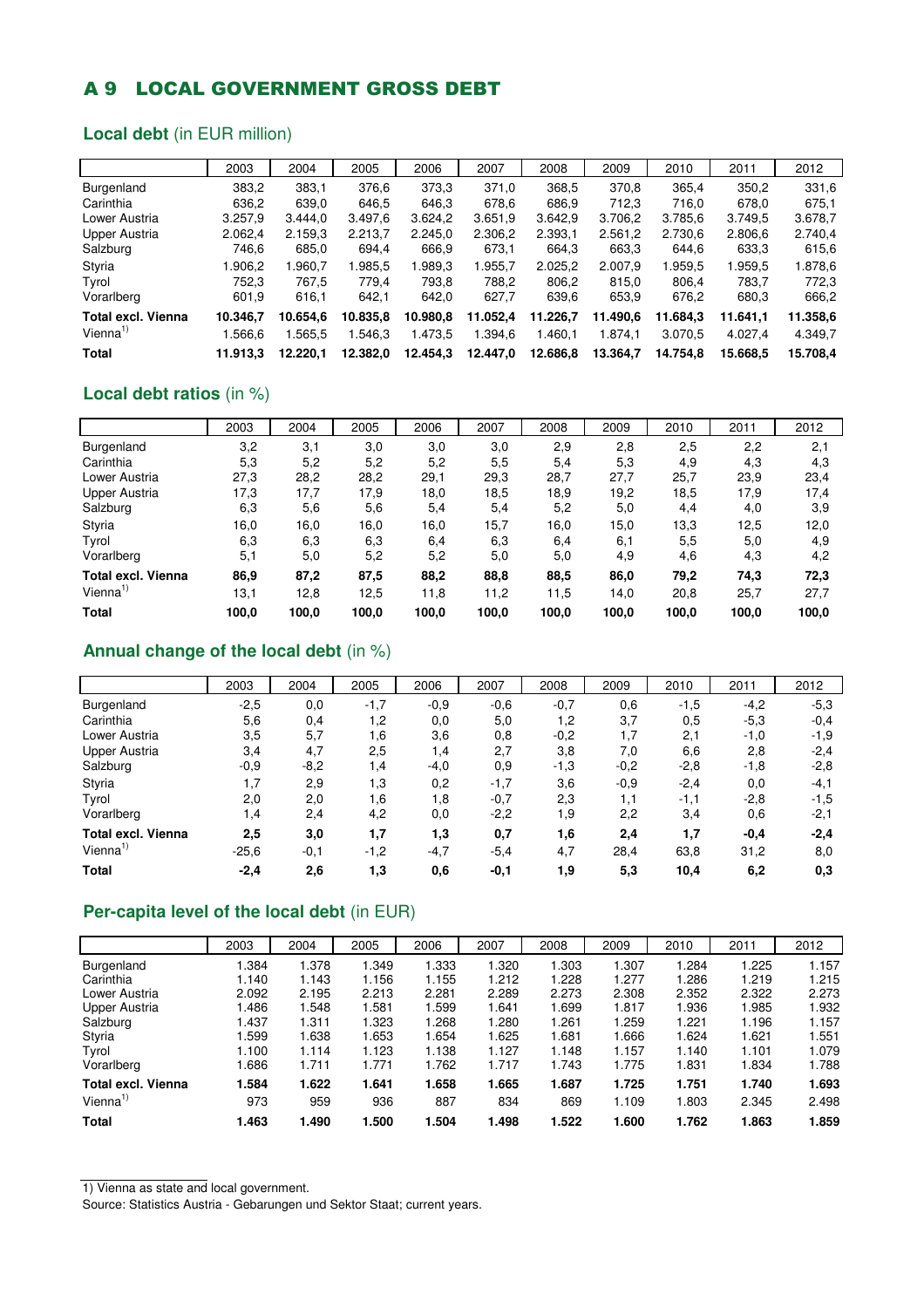# A 9 LOCAL GOVERNMENT GROSS DEBT

## **Local debt** (in EUR million)

| | 2003 | 2004 | 2005 | 2006 | 2007 | 2008 | 2009 | 2010 | 2011 | 2012 |
|---|---|---|---|---|---|---|---|---|---|---|
| Burgenland | 383,2 | 383,1 | 376,6 | 373,3 | 371,0 | 368,5 | 370,8 | 365,4 | 350,2 | 331,6 |
| Carinthia | 636,2 | 639,0 | 646,5 | 646,3 | 678,6 | 686,9 | 712,3 | 716,0 | 678,0 | 675,1 |
| Lower Austria | 3.257,9 | 3.444,0 | 3.497,6 | 3.624,2 | 3.651,9 | 3.642,9 | 3.706,2 | 3.785,6 | 3.749,5 | 3.678,7 |
| Upper Austria | 2.062,4 | 2.159,3 | 2.213,7 | 2.245,0 | 2.306,2 | 2.393,1 | 2.561,2 | 2.730,6 | 2.806,6 | 2.740,4 |
| Salzburg | 746,6 | 685,0 | 694,4 | 666,9 | 673,1 | 664,3 | 663,3 | 644,6 | 633,3 | 615,6 |
| Styria | 1.906,2 | 1.960,7 | 1.985,5 | 1.989,3 | 1.955,7 | 2.025,2 | 2.007,9 | 1.959,5 | 1.959,5 | 1.878,6 |
| Tyrol | 752,3 | 767,5 | 779,4 | 793,8 | 788,2 | 806,2 | 815,0 | 806,4 | 783,7 | 772,3 |
| Vorarlberg | 601,9 | 616,1 | 642,1 | 642,0 | 627,7 | 639,6 | 653,9 | 676,2 | 680,3 | 666,2 |
| **Total excl. Vienna** | **10.346,7** | **10.654,6** | **10.835,8** | **10.980,8** | **11.052,4** | **11.226,7** | **11.490,6** | **11.684,3** | **11.641,1** | **11.358,6** |
| Vienna[1] | 1.566,6 | 1.565,5 | 1.546,3 | 1.473,5 | 1.394,6 | 1.460,1 | 1.874,1 | 3.070,5 | 4.027,4 | 4.349,7 |
| **Total** | **11.913,3** | **12.220,1** | **12.382,0** | **12.454,3** | **12.447,0** | **12.686,8** | **13.364,7** | **14.754,8** | **15.668,5** | **15.708,4** |

## **Local debt ratios** (in %)

| | 2003 | 2004 | 2005 | 2006 | 2007 | 2008 | 2009 | 2010 | 2011 | 2012 |
|---|---|---|---|---|---|---|---|---|---|---|
| Burgenland | 3,2 | 3,1 | 3,0 | 3,0 | 3,0 | 2,9 | 2,8 | 2,5 | 2,2 | 2,1 |
| Carinthia | 5,3 | 5,2 | 5,2 | 5,2 | 5,5 | 5,4 | 5,3 | 4,9 | 4,3 | 4,3 |
| Lower Austria | 27,3 | 28,2 | 28,2 | 29,1 | 29,3 | 28,7 | 27,7 | 25,7 | 23,9 | 23,4 |
| Upper Austria | 17,3 | 17,7 | 17,9 | 18,0 | 18,5 | 18,9 | 19,2 | 18,5 | 17,9 | 17,4 |
| Salzburg | 6,3 | 5,6 | 5,6 | 5,4 | 5,4 | 5,2 | 5,0 | 4,4 | 4,0 | 3,9 |
| Styria | 16,0 | 16,0 | 16,0 | 16,0 | 15,7 | 16,0 | 15,0 | 13,3 | 12,5 | 12,0 |
| Tyrol | 6,3 | 6,3 | 6,3 | 6,4 | 6,3 | 6,4 | 6,1 | 5,5 | 5,0 | 4,9 |
| Vorarlberg | 5,1 | 5,0 | 5,2 | 5,2 | 5,0 | 5,0 | 4,9 | 4,6 | 4,3 | 4,2 |
| **Total excl. Vienna** | **86,9** | **87,2** | **87,5** | **88,2** | **88,8** | **88,5** | **86,0** | **79,2** | **74,3** | **72,3** |
| Vienna[1] | 13,1 | 12,8 | 12,5 | 11,8 | 11,2 | 11,5 | 14,0 | 20,8 | 25,7 | 27,7 |
| **Total** | **100,0** | **100,0** | **100,0** | **100,0** | **100,0** | **100,0** | **100,0** | **100,0** | **100,0** | **100,0** |

## **Annual change of the local debt** (in %)

| | 2003 | 2004 | 2005 | 2006 | 2007 | 2008 | 2009 | 2010 | 2011 | 2012 |
|---|---|---|---|---|---|---|---|---|---|---|
| Burgenland | -2,5 | 0,0 | -1,7 | -0,9 | -0,6 | -0,7 | 0,6 | -1,5 | -4,2 | -5,3 |
| Carinthia | 5,6 | 0,4 | 1,2 | 0,0 | 5,0 | 1,2 | 3,7 | 0,5 | -5,3 | -0,4 |
| Lower Austria | 3,5 | 5,7 | 1,6 | 3,6 | 0,8 | -0,2 | 1,7 | 2,1 | -1,0 | -1,9 |
| Upper Austria | 3,4 | 4,7 | 2,5 | 1,4 | 2,7 | 3,8 | 7,0 | 6,6 | 2,8 | -2,4 |
| Salzburg | -0,9 | -8,2 | 1,4 | -4,0 | 0,9 | -1,3 | -0,2 | -2,8 | -1,8 | -2,8 |
| Styria | 1,7 | 2,9 | 1,3 | 0,2 | -1,7 | 3,6 | -0,9 | -2,4 | 0,0 | -4,1 |
| Tyrol | 2,0 | 2,0 | 1,6 | 1,8 | -0,7 | 2,3 | 1,1 | -1,1 | -2,8 | -1,5 |
| Vorarlberg | 1,4 | 2,4 | 4,2 | 0,0 | -2,2 | 1,9 | 2,2 | 3,4 | 0,6 | -2,1 |
| **Total excl. Vienna** | **2,5** | **3,0** | **1,7** | **1,3** | **0,7** | **1,6** | **2,4** | **1,7** | **-0,4** | **-2,4** |
| Vienna[1] | -25,6 | -0,1 | -1,2 | -4,7 | -5,4 | 4,7 | 28,4 | 63,8 | 31,2 | 8,0 |
| **Total** | **-2,4** | **2,6** | **1,3** | **0,6** | **-0,1** | **1,9** | **5,3** | **10,4** | **6,2** | **0,3** |

## **Per-capita level of the local debt** (in EUR)

| | 2003 | 2004 | 2005 | 2006 | 2007 | 2008 | 2009 | 2010 | 2011 | 2012 |
|---|---|---|---|---|---|---|---|---|---|---|
| Burgenland | 1.384 | 1.378 | 1.349 | 1.333 | 1.320 | 1.303 | 1.307 | 1.284 | 1.225 | 1.157 |
| Carinthia | 1.140 | 1.143 | 1.156 | 1.155 | 1.212 | 1.228 | 1.277 | 1.286 | 1.219 | 1.215 |
| Lower Austria | 2.092 | 2.195 | 2.213 | 2.281 | 2.289 | 2.273 | 2.308 | 2.352 | 2.322 | 2.273 |
| Upper Austria | 1.486 | 1.548 | 1.581 | 1.599 | 1.641 | 1.699 | 1.817 | 1.936 | 1.985 | 1.932 |
| Salzburg | 1.437 | 1.311 | 1.323 | 1.268 | 1.280 | 1.261 | 1.259 | 1.221 | 1.196 | 1.157 |
| Styria | 1.599 | 1.638 | 1.653 | 1.654 | 1.625 | 1.681 | 1.666 | 1.624 | 1.621 | 1.551 |
| Tyrol | 1.100 | 1.114 | 1.123 | 1.138 | 1.127 | 1.148 | 1.157 | 1.140 | 1.101 | 1.079 |
| Vorarlberg | 1.686 | 1.711 | 1.771 | 1.762 | 1.717 | 1.743 | 1.775 | 1.831 | 1.834 | 1.788 |
| **Total excl. Vienna** | **1.584** | **1.622** | **1.641** | **1.658** | **1.665** | **1.687** | **1.725** | **1.751** | **1.740** | **1.693** |
| Vienna[1] | 973 | 959 | 936 | 887 | 834 | 869 | 1.109 | 1.803 | 2.345 | 2.498 |
| **Total** | **1.463** | **1.490** | **1.500** | **1.504** | **1.498** | **1.522** | **1.600** | **1.762** | **1.863** | **1.859** |

1) Vienna as state and local government.

Source: Statistics Austria - Gebarungen und Sektor Staat; current years.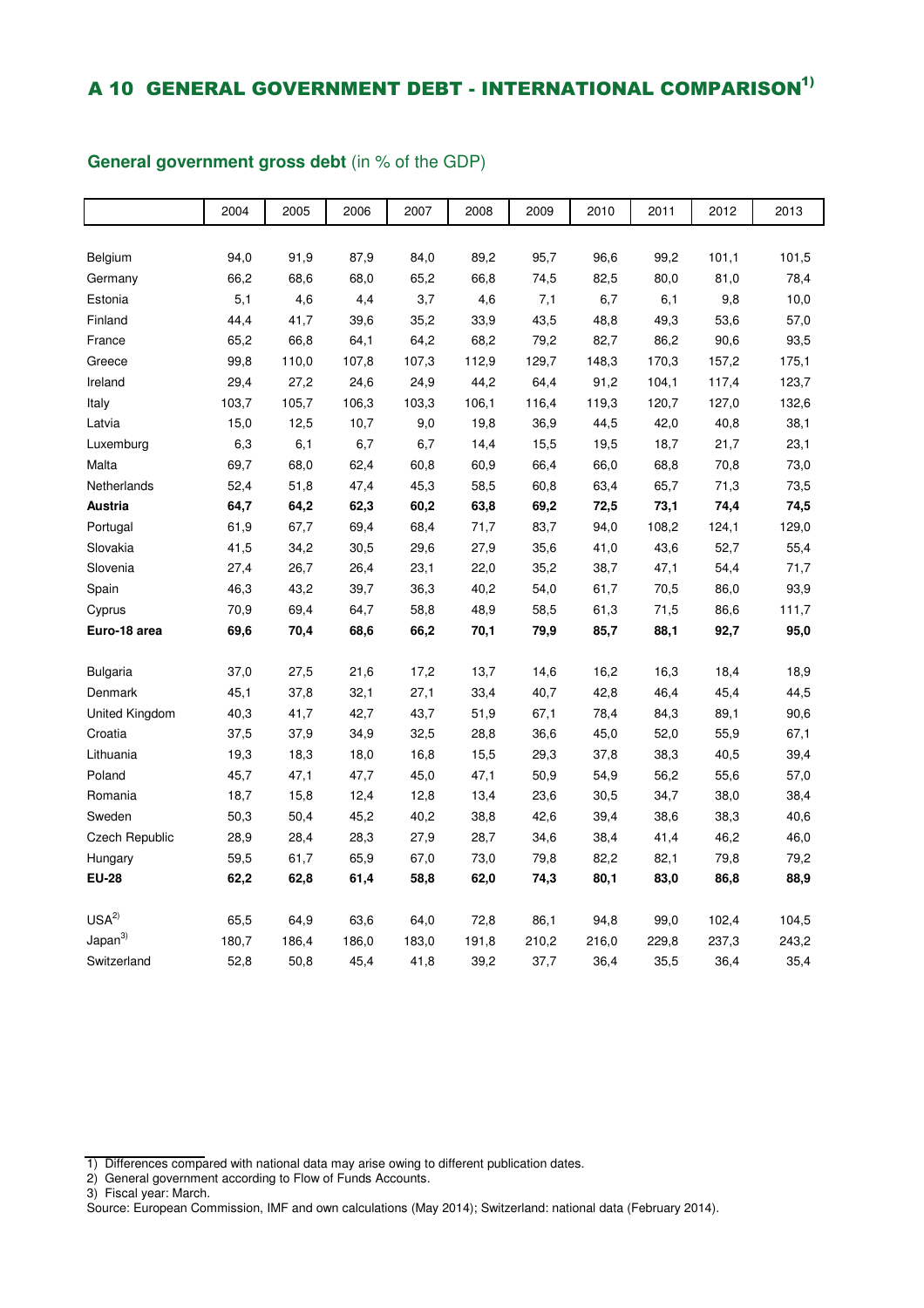## A 10 GENERAL GOVERNMENT DEBT - INTERNATIONAL COMPARISON[1)]

**General government gross debt** (in % of the GDP)

| | 2004 | 2005 | 2006 | 2007 | 2008 | 2009 | 2010 | 2011 | 2012 | 2013 |
|---|---|---|---|---|---|---|---|---|---|---|
| Belgium | 94,0 | 91,9 | 87,9 | 84,0 | 89,2 | 95,7 | 96,6 | 99,2 | 101,1 | 101,5 |
| Germany | 66,2 | 68,6 | 68,0 | 65,2 | 66,8 | 74,5 | 82,5 | 80,0 | 81,0 | 78,4 |
| Estonia | 5,1 | 4,6 | 4,4 | 3,7 | 4,6 | 7,1 | 6,7 | 6,1 | 9,8 | 10,0 |
| Finland | 44,4 | 41,7 | 39,6 | 35,2 | 33,9 | 43,5 | 48,8 | 49,3 | 53,6 | 57,0 |
| France | 65,2 | 66,8 | 64,1 | 64,2 | 68,2 | 79,2 | 82,7 | 86,2 | 90,6 | 93,5 |
| Greece | 99,8 | 110,0 | 107,8 | 107,3 | 112,9 | 129,7 | 148,3 | 170,3 | 157,2 | 175,1 |
| Ireland | 29,4 | 27,2 | 24,6 | 24,9 | 44,2 | 64,4 | 91,2 | 104,1 | 117,4 | 123,7 |
| Italy | 103,7 | 105,7 | 106,3 | 103,3 | 106,1 | 116,4 | 119,3 | 120,7 | 127,0 | 132,6 |
| Latvia | 15,0 | 12,5 | 10,7 | 9,0 | 19,8 | 36,9 | 44,5 | 42,0 | 40,8 | 38,1 |
| Luxemburg | 6,3 | 6,1 | 6,7 | 6,7 | 14,4 | 15,5 | 19,5 | 18,7 | 21,7 | 23,1 |
| Malta | 69,7 | 68,0 | 62,4 | 60,8 | 60,9 | 66,4 | 66,0 | 68,8 | 70,8 | 73,0 |
| Netherlands | 52,4 | 51,8 | 47,4 | 45,3 | 58,5 | 60,8 | 63,4 | 65,7 | 71,3 | 73,5 |
| **Austria** | **64,7** | **64,2** | **62,3** | **60,2** | **63,8** | **69,2** | **72,5** | **73,1** | **74,4** | **74,5** |
| Portugal | 61,9 | 67,7 | 69,4 | 68,4 | 71,7 | 83,7 | 94,0 | 108,2 | 124,1 | 129,0 |
| Slovakia | 41,5 | 34,2 | 30,5 | 29,6 | 27,9 | 35,6 | 41,0 | 43,6 | 52,7 | 55,4 |
| Slovenia | 27,4 | 26,7 | 26,4 | 23,1 | 22,0 | 35,2 | 38,7 | 47,1 | 54,4 | 71,7 |
| Spain | 46,3 | 43,2 | 39,7 | 36,3 | 40,2 | 54,0 | 61,7 | 70,5 | 86,0 | 93,9 |
| Cyprus | 70,9 | 69,4 | 64,7 | 58,8 | 48,9 | 58,5 | 61,3 | 71,5 | 86,6 | 111,7 |
| **Euro-18 area** | **69,6** | **70,4** | **68,6** | **66,2** | **70,1** | **79,9** | **85,7** | **88,1** | **92,7** | **95,0** |
| Bulgaria | 37,0 | 27,5 | 21,6 | 17,2 | 13,7 | 14,6 | 16,2 | 16,3 | 18,4 | 18,9 |
| Denmark | 45,1 | 37,8 | 32,1 | 27,1 | 33,4 | 40,7 | 42,8 | 46,4 | 45,4 | 44,5 |
| United Kingdom | 40,3 | 41,7 | 42,7 | 43,7 | 51,9 | 67,1 | 78,4 | 84,3 | 89,1 | 90,6 |
| Croatia | 37,5 | 37,9 | 34,9 | 32,5 | 28,8 | 36,6 | 45,0 | 52,0 | 55,9 | 67,1 |
| Lithuania | 19,3 | 18,3 | 18,0 | 16,8 | 15,5 | 29,3 | 37,8 | 38,3 | 40,5 | 39,4 |
| Poland | 45,7 | 47,1 | 47,7 | 45,0 | 47,1 | 50,9 | 54,9 | 56,2 | 55,6 | 57,0 |
| Romania | 18,7 | 15,8 | 12,4 | 12,8 | 13,4 | 23,6 | 30,5 | 34,7 | 38,0 | 38,4 |
| Sweden | 50,3 | 50,4 | 45,2 | 40,2 | 38,8 | 42,6 | 39,4 | 38,6 | 38,3 | 40,6 |
| Czech Republic | 28,9 | 28,4 | 28,3 | 27,9 | 28,7 | 34,6 | 38,4 | 41,4 | 46,2 | 46,0 |
| Hungary | 59,5 | 61,7 | 65,9 | 67,0 | 73,0 | 79,8 | 82,2 | 82,1 | 79,8 | 79,2 |
| **EU-28** | **62,2** | **62,8** | **61,4** | **58,8** | **62,0** | **74,3** | **80,1** | **83,0** | **86,8** | **88,9** |
| USA[2)] | 65,5 | 64,9 | 63,6 | 64,0 | 72,8 | 86,1 | 94,8 | 99,0 | 102,4 | 104,5 |
| Japan[3)] | 180,7 | 186,4 | 186,0 | 183,0 | 191,8 | 210,2 | 216,0 | 229,8 | 237,3 | 243,2 |
| Switzerland | 52,8 | 50,8 | 45,4 | 41,8 | 39,2 | 37,7 | 36,4 | 35,5 | 36,4 | 35,4 |

1) Differences compared with national data may arise owing to different publication dates.
2) General government according to Flow of Funds Accounts.
3) Fiscal year: March.
Source: European Commission, IMF and own calculations (May 2014); Switzerland: national data (February 2014).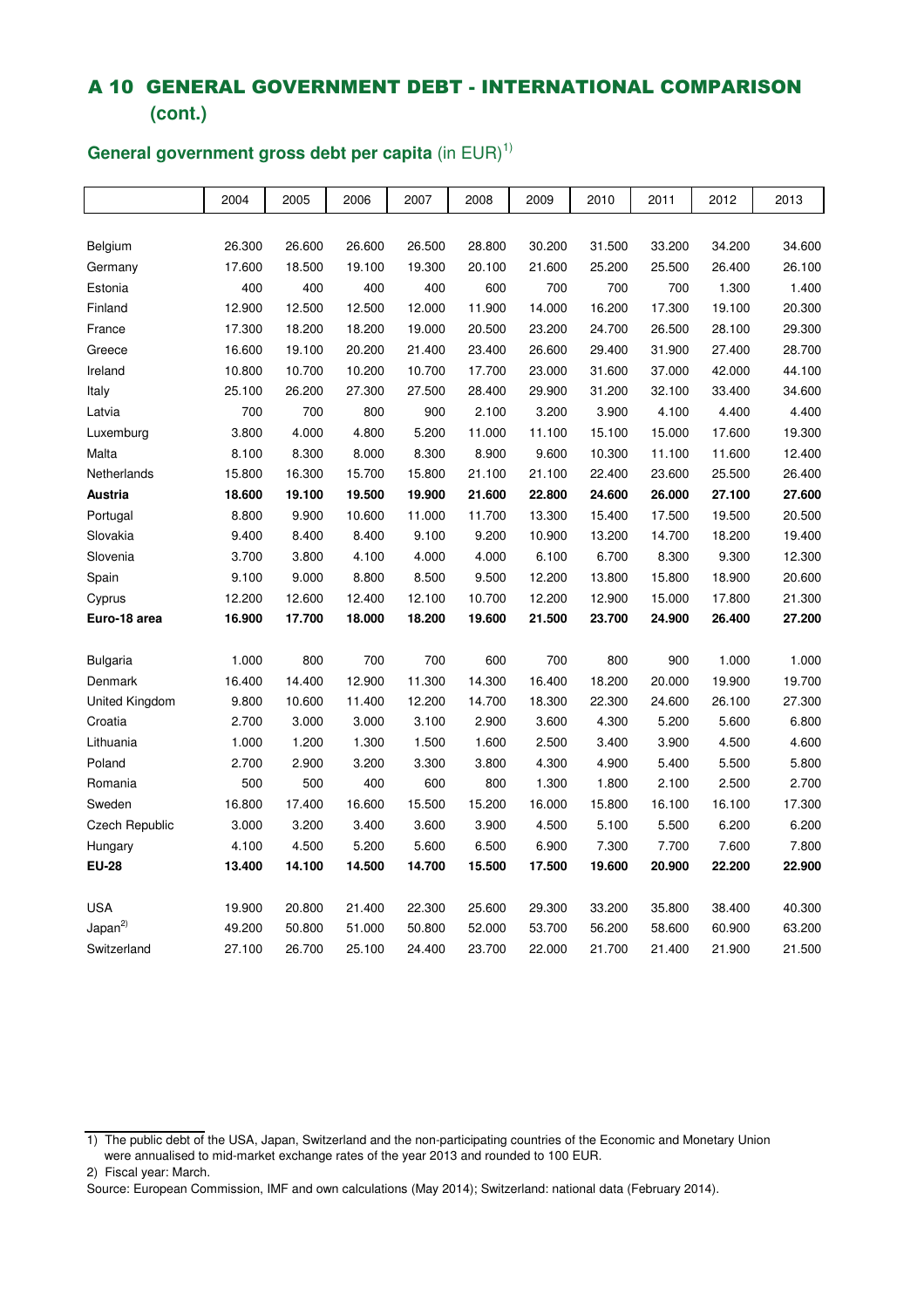## A 10 GENERAL GOVERNMENT DEBT - INTERNATIONAL COMPARISON (cont.)

### General government gross debt per capita (in EUR)[1)]

| | 2004 | 2005 | 2006 | 2007 | 2008 | 2009 | 2010 | 2011 | 2012 | 2013 |
|---|---|---|---|---|---|---|---|---|---|---|
| Belgium | 26.300 | 26.600 | 26.600 | 26.500 | 28.800 | 30.200 | 31.500 | 33.200 | 34.200 | 34.600 |
| Germany | 17.600 | 18.500 | 19.100 | 19.300 | 20.100 | 21.600 | 25.200 | 25.500 | 26.400 | 26.100 |
| Estonia | 400 | 400 | 400 | 400 | 600 | 700 | 700 | 700 | 1.300 | 1.400 |
| Finland | 12.900 | 12.500 | 12.500 | 12.000 | 11.900 | 14.000 | 16.200 | 17.300 | 19.100 | 20.300 |
| France | 17.300 | 18.200 | 18.200 | 19.000 | 20.500 | 23.200 | 24.700 | 26.500 | 28.100 | 29.300 |
| Greece | 16.600 | 19.100 | 20.200 | 21.400 | 23.400 | 26.600 | 29.400 | 31.900 | 27.400 | 28.700 |
| Ireland | 10.800 | 10.700 | 10.200 | 10.700 | 17.700 | 23.000 | 31.600 | 37.000 | 42.000 | 44.100 |
| Italy | 25.100 | 26.200 | 27.300 | 27.500 | 28.400 | 29.900 | 31.200 | 32.100 | 33.400 | 34.600 |
| Latvia | 700 | 700 | 800 | 900 | 2.100 | 3.200 | 3.900 | 4.100 | 4.400 | 4.400 |
| Luxemburg | 3.800 | 4.000 | 4.800 | 5.200 | 11.000 | 11.100 | 15.100 | 15.000 | 17.600 | 19.300 |
| Malta | 8.100 | 8.300 | 8.000 | 8.300 | 8.900 | 9.600 | 10.300 | 11.100 | 11.600 | 12.400 |
| Netherlands | 15.800 | 16.300 | 15.700 | 15.800 | 21.100 | 21.100 | 22.400 | 23.600 | 25.500 | 26.400 |
| **Austria** | **18.600** | **19.100** | **19.500** | **19.900** | **21.600** | **22.800** | **24.600** | **26.000** | **27.100** | **27.600** |
| Portugal | 8.800 | 9.900 | 10.600 | 11.000 | 11.700 | 13.300 | 15.400 | 17.500 | 19.500 | 20.500 |
| Slovakia | 9.400 | 8.400 | 8.400 | 9.100 | 9.200 | 10.900 | 13.200 | 14.700 | 18.200 | 19.400 |
| Slovenia | 3.700 | 3.800 | 4.100 | 4.000 | 4.000 | 6.100 | 6.700 | 8.300 | 9.300 | 12.300 |
| Spain | 9.100 | 9.000 | 8.800 | 8.500 | 9.500 | 12.200 | 13.800 | 15.800 | 18.900 | 20.600 |
| Cyprus | 12.200 | 12.600 | 12.400 | 12.100 | 10.700 | 12.200 | 12.900 | 15.000 | 17.800 | 21.300 |
| **Euro-18 area** | **16.900** | **17.700** | **18.000** | **18.200** | **19.600** | **21.500** | **23.700** | **24.900** | **26.400** | **27.200** |
| Bulgaria | 1.000 | 800 | 700 | 700 | 600 | 700 | 800 | 900 | 1.000 | 1.000 |
| Denmark | 16.400 | 14.400 | 12.900 | 11.300 | 14.300 | 16.400 | 18.200 | 20.000 | 19.900 | 19.700 |
| United Kingdom | 9.800 | 10.600 | 11.400 | 12.200 | 14.700 | 18.300 | 22.300 | 24.600 | 26.100 | 27.300 |
| Croatia | 2.700 | 3.000 | 3.000 | 3.100 | 2.900 | 3.600 | 4.300 | 5.200 | 5.600 | 6.800 |
| Lithuania | 1.000 | 1.200 | 1.300 | 1.500 | 1.600 | 2.500 | 3.400 | 3.900 | 4.500 | 4.600 |
| Poland | 2.700 | 2.900 | 3.200 | 3.300 | 3.800 | 4.300 | 4.900 | 5.400 | 5.500 | 5.800 |
| Romania | 500 | 500 | 400 | 600 | 800 | 1.300 | 1.800 | 2.100 | 2.500 | 2.700 |
| Sweden | 16.800 | 17.400 | 16.600 | 15.500 | 15.200 | 16.000 | 15.800 | 16.100 | 16.100 | 17.300 |
| Czech Republic | 3.000 | 3.200 | 3.400 | 3.600 | 3.900 | 4.500 | 5.100 | 5.500 | 6.200 | 6.200 |
| Hungary | 4.100 | 4.500 | 5.200 | 5.600 | 6.500 | 6.900 | 7.300 | 7.700 | 7.600 | 7.800 |
| **EU-28** | **13.400** | **14.100** | **14.500** | **14.700** | **15.500** | **17.500** | **19.600** | **20.900** | **22.200** | **22.900** |
| USA | 19.900 | 20.800 | 21.400 | 22.300 | 25.600 | 29.300 | 33.200 | 35.800 | 38.400 | 40.300 |
| Japan[2)] | 49.200 | 50.800 | 51.000 | 50.800 | 52.000 | 53.700 | 56.200 | 58.600 | 60.900 | 63.200 |
| Switzerland | 27.100 | 26.700 | 25.100 | 24.400 | 23.700 | 22.000 | 21.700 | 21.400 | 21.900 | 21.500 |

1) The public debt of the USA, Japan, Switzerland and the non-participating countries of the Economic and Monetary Union were annualised to mid-market exchange rates of the year 2013 and rounded to 100 EUR.

2) Fiscal year: March.

Source: European Commission, IMF and own calculations (May 2014); Switzerland: national data (February 2014).